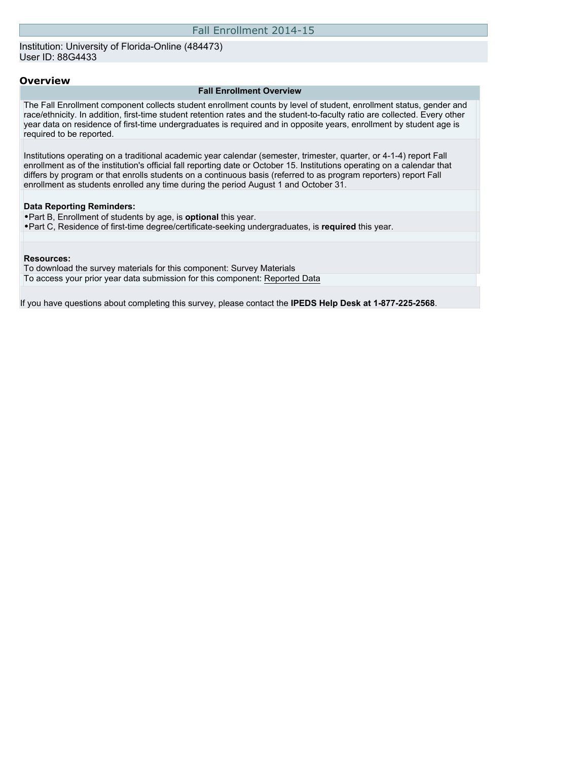# Fall Enrollment 2014-15

Institution: University of Florida-Online (484473)
User ID: 88G4433

## Overview

| Fall Enrollment Overview |
| --- |
| The Fall Enrollment component collects student enrollment counts by level of student, enrollment status, gender and race/ethnicity. In addition, first-time student retention rates and the student-to-faculty ratio are collected. Every other year data on residence of first-time undergraduates is required and in opposite years, enrollment by student age is required to be reported. |
| Institutions operating on a traditional academic year calendar (semester, trimester, quarter, or 4-1-4) report Fall enrollment as of the institution's official fall reporting date or October 15. Institutions operating on a calendar that differs by program or that enrolls students on a continuous basis (referred to as program reporters) report Fall enrollment as students enrolled any time during the period August 1 and October 31. |

**Data Reporting Reminders:**

- Part B, Enrollment of students by age, is **optional** this year.
- Part C, Residence of first-time degree/certificate-seeking undergraduates, is **required** this year.

**Resources:**

To download the survey materials for this component: Survey Materials

To access your prior year data submission for this component: Reported Data

If you have questions about completing this survey, please contact the **IPEDS Help Desk at 1-877-225-2568**.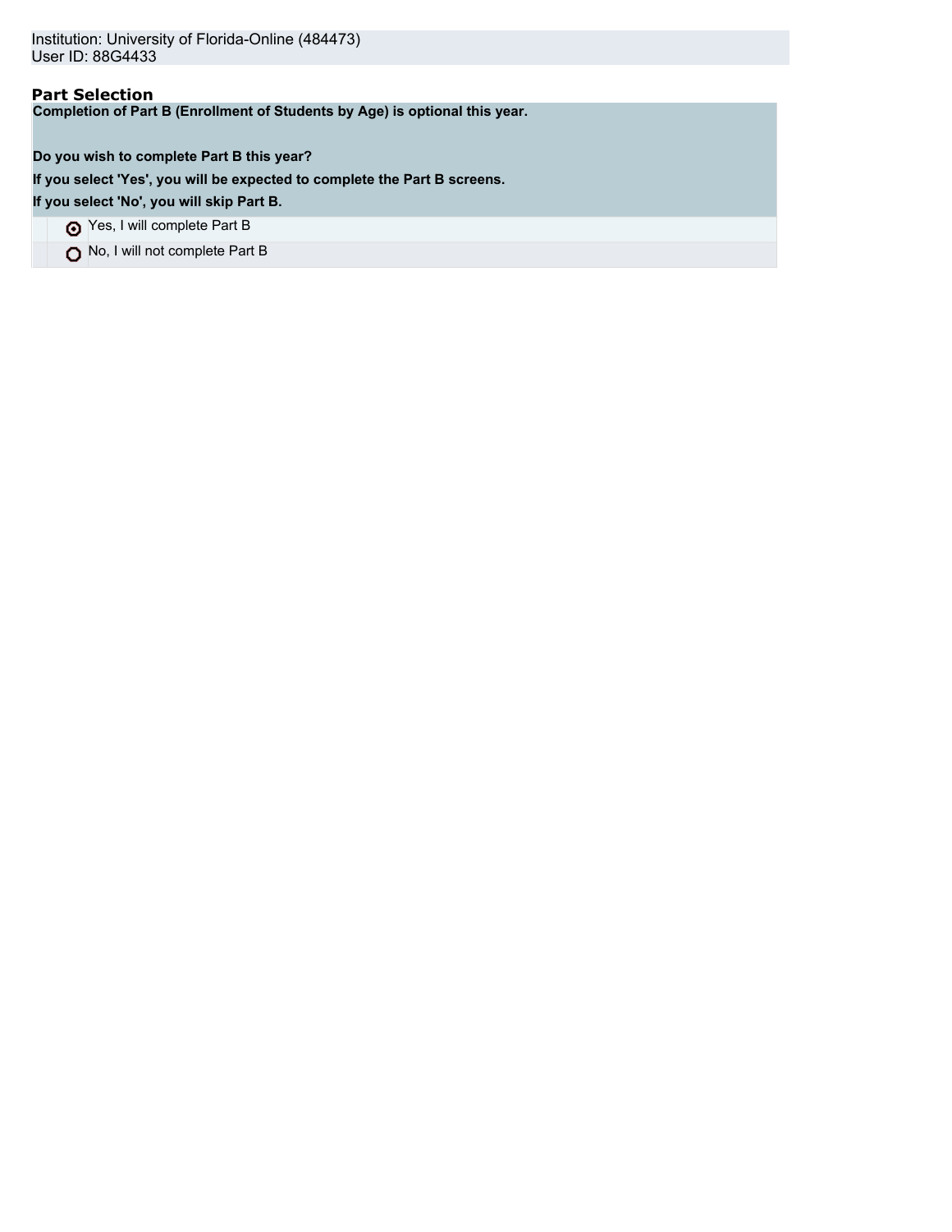Institution: University of Florida-Online (484473)
User ID: 88G4433

## Part Selection

**Completion of Part B (Enrollment of Students by Age) is optional this year.**

**Do you wish to complete Part B this year?**

**If you select 'Yes', you will be expected to complete the Part B screens.**

**If you select 'No', you will skip Part B.**

| | |
|---|---|
| ◉ | Yes, I will complete Part B |
| ○ | No, I will not complete Part B |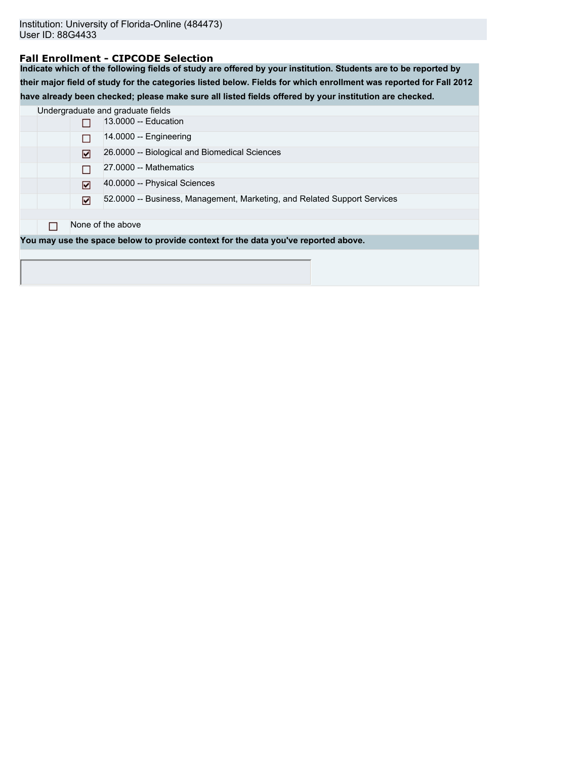Institution: University of Florida-Online (484473)
User ID: 88G4433

## Fall Enrollment - CIPCODE Selection

**Indicate which of the following fields of study are offered by your institution. Students are to be reported by their major field of study for the categories listed below. Fields for which enrollment was reported for Fall 2012 have already been checked; please make sure all listed fields offered by your institution are checked.**

Undergraduate and graduate fields

- [ ] 13.0000 -- Education
- [ ] 14.0000 -- Engineering
- [x] 26.0000 -- Biological and Biomedical Sciences
- [ ] 27.0000 -- Mathematics
- [x] 40.0000 -- Physical Sciences
- [x] 52.0000 -- Business, Management, Marketing, and Related Support Services

- [ ] None of the above

**You may use the space below to provide context for the data you've reported above.**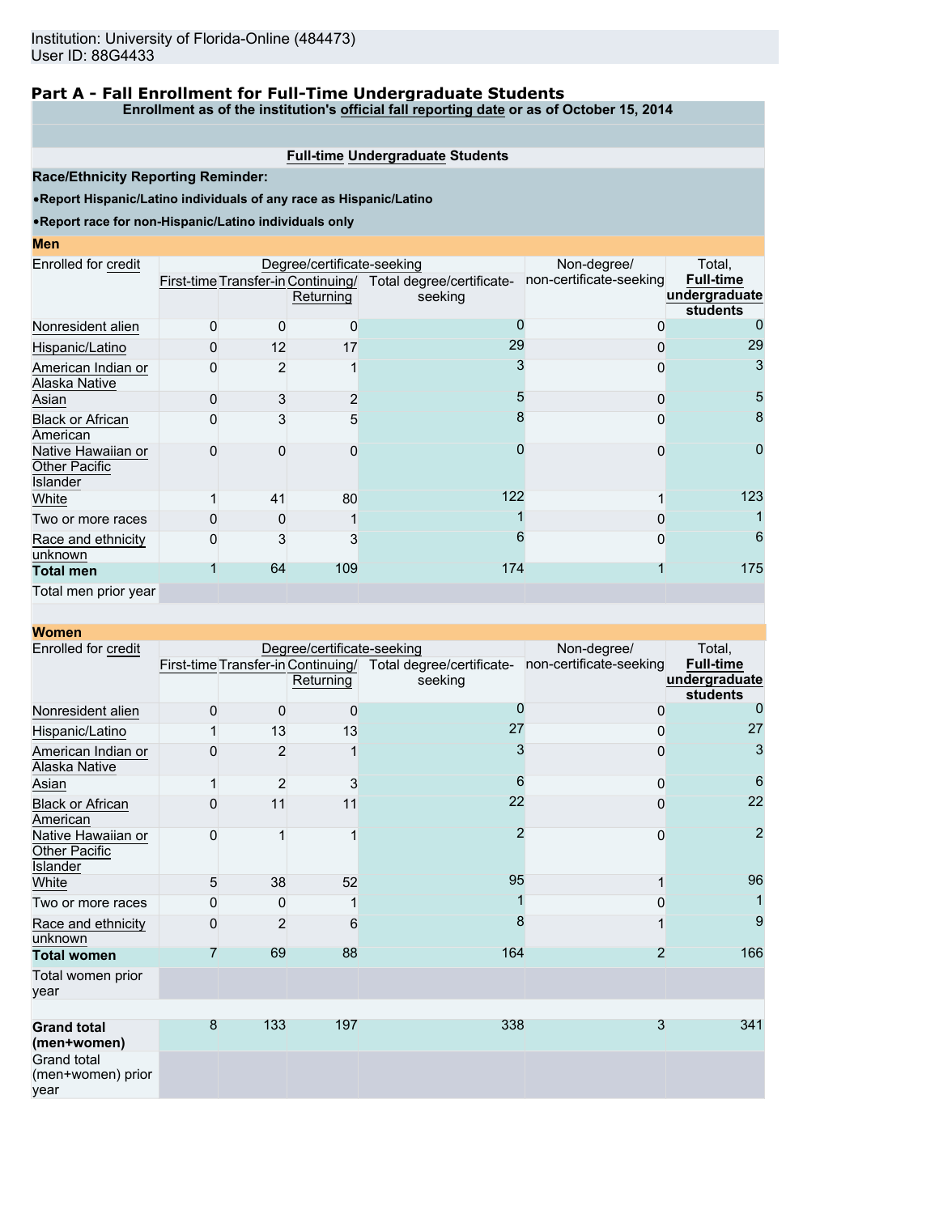Institution: University of Florida-Online (484473)
User ID: 88G4433

## Part A - Fall Enrollment for Full-Time Undergraduate Students

**Enrollment as of the institution's official fall reporting date or as of October 15, 2014**

**Full-time Undergraduate Students**

**Race/Ethnicity Reporting Reminder:**

- **Report Hispanic/Latino individuals of any race as Hispanic/Latino**
- **Report race for non-Hispanic/Latino individuals only**

### Men

| Enrolled for credit | Degree/certificate-seeking | | | | Non-degree/ non-certificate-seeking | Total, Full-time undergraduate students |
|---|---|---|---|---|---|---|
| | First-time | Transfer-in | Continuing/ Returning | Total degree/certificate-seeking | | |
| Nonresident alien | 0 | 0 | 0 | 0 | 0 | 0 |
| Hispanic/Latino | 0 | 12 | 17 | 29 | 0 | 29 |
| American Indian or Alaska Native | 0 | 2 | 1 | 3 | 0 | 3 |
| Asian | 0 | 3 | 2 | 5 | 0 | 5 |
| Black or African American | 0 | 3 | 5 | 8 | 0 | 8 |
| Native Hawaiian or Other Pacific Islander | 0 | 0 | 0 | 0 | 0 | 0 |
| White | 1 | 41 | 80 | 122 | 1 | 123 |
| Two or more races | 0 | 0 | 1 | 1 | 0 | 1 |
| Race and ethnicity unknown | 0 | 3 | 3 | 6 | 0 | 6 |
| **Total men** | 1 | 64 | 109 | 174 | 1 | 175 |
| Total men prior year | | | | | | |

### Women

| Enrolled for credit | Degree/certificate-seeking | | | | Non-degree/ non-certificate-seeking | Total, Full-time undergraduate students |
|---|---|---|---|---|---|---|
| | First-time | Transfer-in | Continuing/ Returning | Total degree/certificate-seeking | | |
| Nonresident alien | 0 | 0 | 0 | 0 | 0 | 0 |
| Hispanic/Latino | 1 | 13 | 13 | 27 | 0 | 27 |
| American Indian or Alaska Native | 0 | 2 | 1 | 3 | 0 | 3 |
| Asian | 1 | 2 | 3 | 6 | 0 | 6 |
| Black or African American | 0 | 11 | 11 | 22 | 0 | 22 |
| Native Hawaiian or Other Pacific Islander | 0 | 1 | 1 | 2 | 0 | 2 |
| White | 5 | 38 | 52 | 95 | 1 | 96 |
| Two or more races | 0 | 0 | 1 | 1 | 0 | 1 |
| Race and ethnicity unknown | 0 | 2 | 6 | 8 | 1 | 9 |
| **Total women** | 7 | 69 | 88 | 164 | 2 | 166 |
| Total women prior year | | | | | | |
| | | | | | | |
| **Grand total (men+women)** | 8 | 133 | 197 | 338 | 3 | 341 |
| Grand total (men+women) prior year | | | | | | |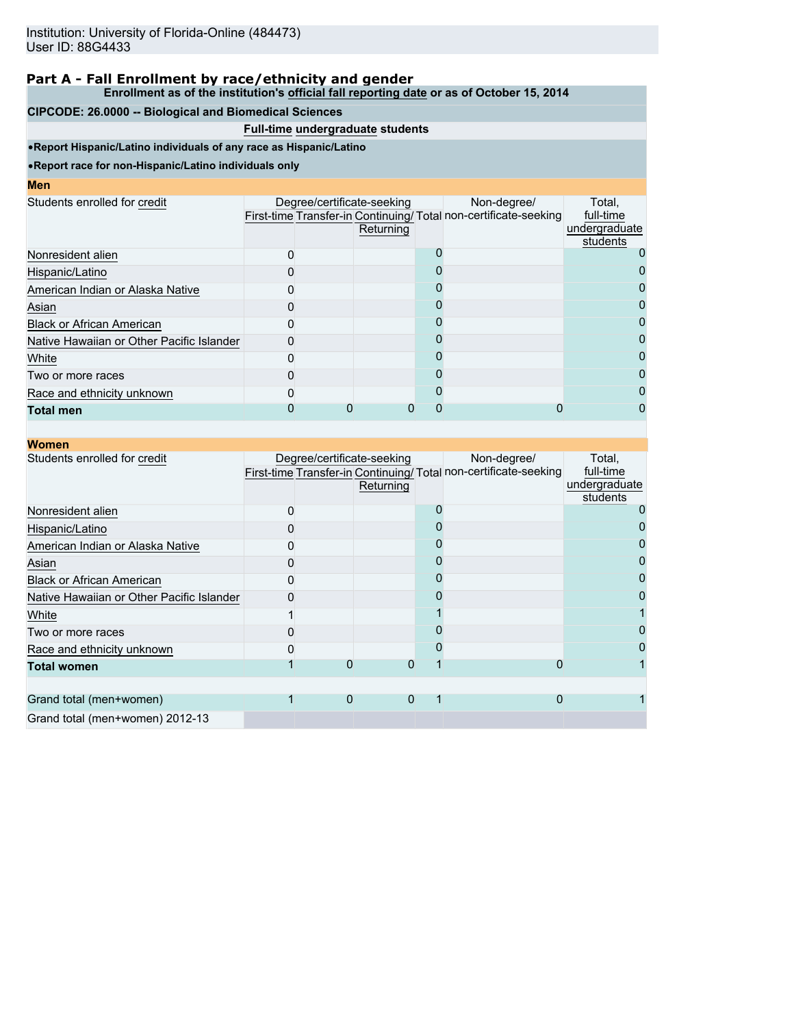Institution: University of Florida-Online (484473)
User ID: 88G4433

## Part A - Fall Enrollment by race/ethnicity and gender

**Enrollment as of the institution's official fall reporting date or as of October 15, 2014**

**CIPCODE: 26.0000 -- Biological and Biomedical Sciences**

**Full-time undergraduate students**

- **Report Hispanic/Latino individuals of any race as Hispanic/Latino**
- **Report race for non-Hispanic/Latino individuals only**

**Men**

| Students enrolled for credit | Degree/certificate-seeking | | | | Non-degree/ non-certificate-seeking | Total, full-time undergraduate students |
|---|---|---|---|---|---|---|
| | First-time | Transfer-in | Continuing/ Returning | Total | | |
| Nonresident alien | 0 | | | 0 | | 0 |
| Hispanic/Latino | 0 | | | 0 | | 0 |
| American Indian or Alaska Native | 0 | | | 0 | | 0 |
| Asian | 0 | | | 0 | | 0 |
| Black or African American | 0 | | | 0 | | 0 |
| Native Hawaiian or Other Pacific Islander | 0 | | | 0 | | 0 |
| White | 0 | | | 0 | | 0 |
| Two or more races | 0 | | | 0 | | 0 |
| Race and ethnicity unknown | 0 | | | 0 | | 0 |
| **Total men** | 0 | 0 | 0 | 0 | 0 | 0 |

**Women**

| Students enrolled for credit | Degree/certificate-seeking | | | | Non-degree/ non-certificate-seeking | Total, full-time undergraduate students |
|---|---|---|---|---|---|---|
| | First-time | Transfer-in | Continuing/ Returning | Total | | |
| Nonresident alien | 0 | | | 0 | | 0 |
| Hispanic/Latino | 0 | | | 0 | | 0 |
| American Indian or Alaska Native | 0 | | | 0 | | 0 |
| Asian | 0 | | | 0 | | 0 |
| Black or African American | 0 | | | 0 | | 0 |
| Native Hawaiian or Other Pacific Islander | 0 | | | 0 | | 0 |
| White | 1 | | | 1 | | 1 |
| Two or more races | 0 | | | 0 | | 0 |
| Race and ethnicity unknown | 0 | | | 0 | | 0 |
| **Total women** | 1 | 0 | 0 | 1 | 0 | 1 |
| | | | | | | |
| Grand total (men+women) | 1 | 0 | 0 | 1 | 0 | 1 |
| Grand total (men+women) 2012-13 | | | | | | |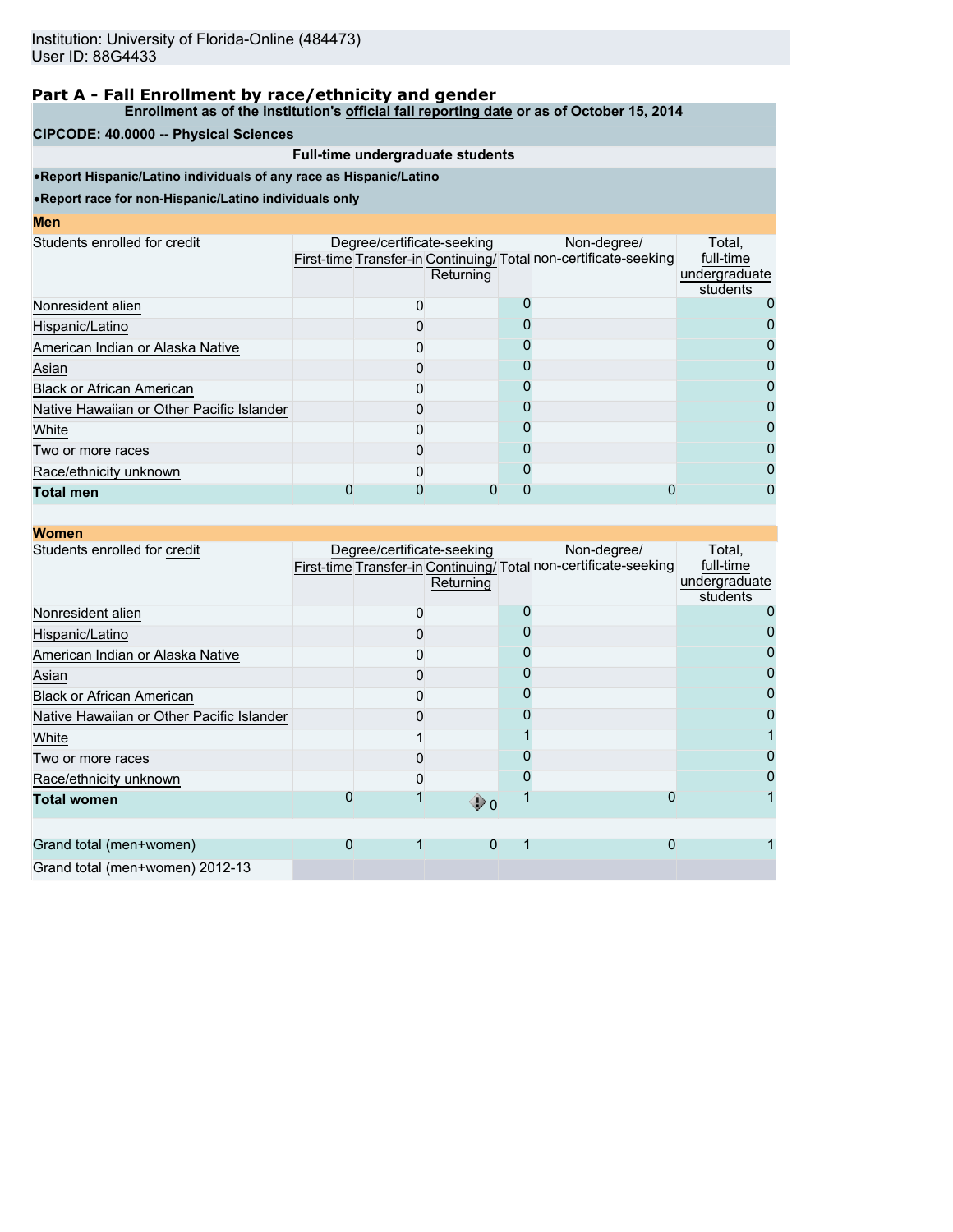Institution: University of Florida-Online (484473)
User ID: 88G4433

## Part A - Fall Enrollment by race/ethnicity and gender

**Enrollment as of the institution's official fall reporting date or as of October 15, 2014**

**CIPCODE: 40.0000 -- Physical Sciences**

**Full-time undergraduate students**

- **Report Hispanic/Latino individuals of any race as Hispanic/Latino**
- **Report race for non-Hispanic/Latino individuals only**

**Men**

| Students enrolled for credit | Degree/certificate-seeking | | | | Non-degree/ non-certificate-seeking | Total, full-time undergraduate students |
|---|---|---|---|---|---|---|
| | First-time | Transfer-in | Continuing/ Returning | Total | | |
| Nonresident alien | | 0 | | 0 | | 0 |
| Hispanic/Latino | | 0 | | 0 | | 0 |
| American Indian or Alaska Native | | 0 | | 0 | | 0 |
| Asian | | 0 | | 0 | | 0 |
| Black or African American | | 0 | | 0 | | 0 |
| Native Hawaiian or Other Pacific Islander | | 0 | | 0 | | 0 |
| White | | 0 | | 0 | | 0 |
| Two or more races | | 0 | | 0 | | 0 |
| Race/ethnicity unknown | | 0 | | 0 | | 0 |
| **Total men** | 0 | 0 | 0 | 0 | 0 | 0 |

**Women**

| Students enrolled for credit | Degree/certificate-seeking | | | | Non-degree/ non-certificate-seeking | Total, full-time undergraduate students |
|---|---|---|---|---|---|---|
| | First-time | Transfer-in | Continuing/ Returning | Total | | |
| Nonresident alien | | 0 | | 0 | | 0 |
| Hispanic/Latino | | 0 | | 0 | | 0 |
| American Indian or Alaska Native | | 0 | | 0 | | 0 |
| Asian | | 0 | | 0 | | 0 |
| Black or African American | | 0 | | 0 | | 0 |
| Native Hawaiian or Other Pacific Islander | | 0 | | 0 | | 0 |
| White | | 1 | | 1 | | 1 |
| Two or more races | | 0 | | 0 | | 0 |
| Race/ethnicity unknown | | 0 | | 0 | | 0 |
| **Total women** | 0 | 1 | 0 | 1 | 0 | 1 |
| | | | | | | |
| Grand total (men+women) | 0 | 1 | 0 | 1 | 0 | 1 |
| Grand total (men+women) 2012-13 | | | | | | |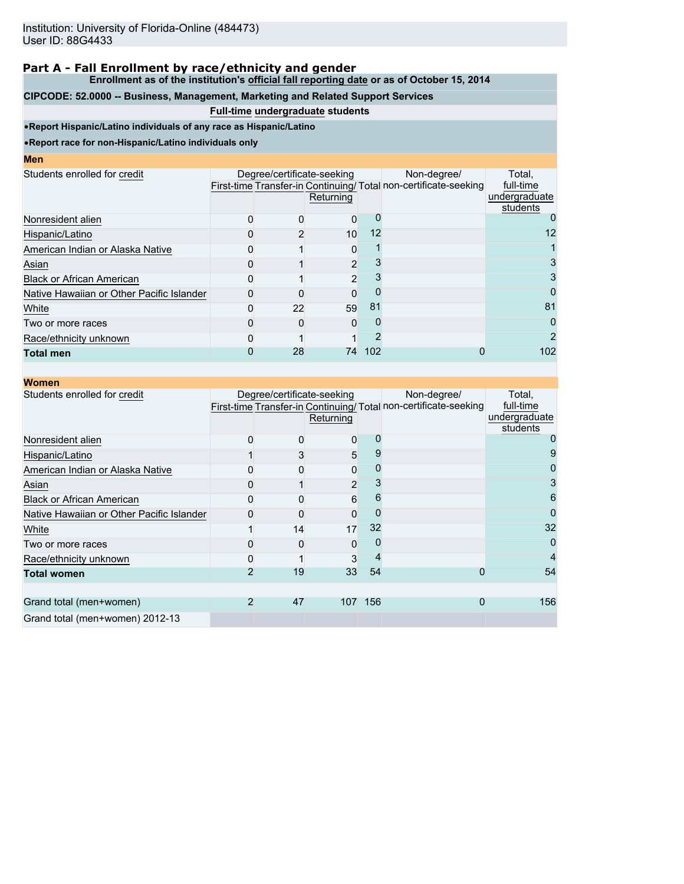Institution: University of Florida-Online (484473)
User ID: 88G4433

## Part A - Fall Enrollment by race/ethnicity and gender

**Enrollment as of the institution's official fall reporting date or as of October 15, 2014**

**CIPCODE: 52.0000 -- Business, Management, Marketing and Related Support Services**

**Full-time undergraduate students**

- **Report Hispanic/Latino individuals of any race as Hispanic/Latino**
- **Report race for non-Hispanic/Latino individuals only**

### Men

| Students enrolled for credit | Degree/certificate-seeking | | | | Non-degree/ non-certificate-seeking | Total, full-time undergraduate students |
|---|---|---|---|---|---|---|
| | First-time | Transfer-in | Continuing/ Returning | Total | | |
| Nonresident alien | 0 | 0 | 0 | 0 | | 0 |
| Hispanic/Latino | 0 | 2 | 10 | 12 | | 12 |
| American Indian or Alaska Native | 0 | 1 | 0 | 1 | | 1 |
| Asian | 0 | 1 | 2 | 3 | | 3 |
| Black or African American | 0 | 1 | 2 | 3 | | 3 |
| Native Hawaiian or Other Pacific Islander | 0 | 0 | 0 | 0 | | 0 |
| White | 0 | 22 | 59 | 81 | | 81 |
| Two or more races | 0 | 0 | 0 | 0 | | 0 |
| Race/ethnicity unknown | 0 | 1 | 1 | 2 | | 2 |
| **Total men** | 0 | 28 | 74 | 102 | 0 | 102 |

### Women

| Students enrolled for credit | Degree/certificate-seeking | | | | Non-degree/ non-certificate-seeking | Total, full-time undergraduate students |
|---|---|---|---|---|---|---|
| | First-time | Transfer-in | Continuing/ Returning | Total | | |
| Nonresident alien | 0 | 0 | 0 | 0 | | 0 |
| Hispanic/Latino | 1 | 3 | 5 | 9 | | 9 |
| American Indian or Alaska Native | 0 | 0 | 0 | 0 | | 0 |
| Asian | 0 | 1 | 2 | 3 | | 3 |
| Black or African American | 0 | 0 | 6 | 6 | | 6 |
| Native Hawaiian or Other Pacific Islander | 0 | 0 | 0 | 0 | | 0 |
| White | 1 | 14 | 17 | 32 | | 32 |
| Two or more races | 0 | 0 | 0 | 0 | | 0 |
| Race/ethnicity unknown | 0 | 1 | 3 | 4 | | 4 |
| **Total women** | 2 | 19 | 33 | 54 | 0 | 54 |
| | | | | | | |
| Grand total (men+women) | 2 | 47 | 107 | 156 | 0 | 156 |
| Grand total (men+women) 2012-13 | | | | | | |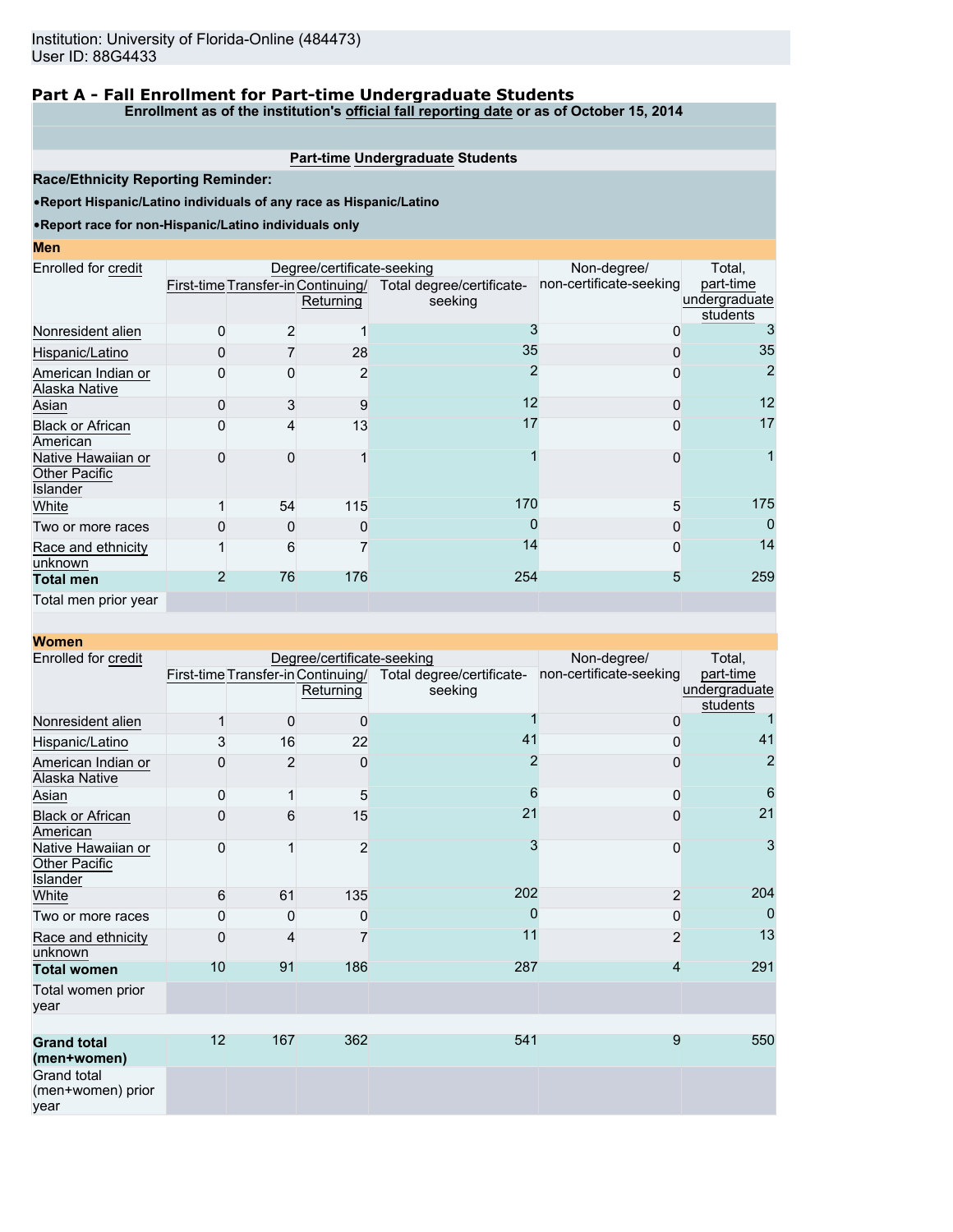Institution: University of Florida-Online (484473)
User ID: 88G4433

## Part A - Fall Enrollment for Part-time Undergraduate Students

**Enrollment as of the institution's official fall reporting date or as of October 15, 2014**

**Part-time Undergraduate Students**

**Race/Ethnicity Reporting Reminder:**

- **Report Hispanic/Latino individuals of any race as Hispanic/Latino**
- **Report race for non-Hispanic/Latino individuals only**

### Men

| Enrolled for credit | Degree/certificate-seeking | | | | Non-degree/ non-certificate-seeking | Total, part-time undergraduate students |
|---|---|---|---|---|---|---|
| | First-time | Transfer-in | Continuing/ Returning | Total degree/certificate-seeking | | |
| Nonresident alien | 0 | 2 | 1 | 3 | 0 | 3 |
| Hispanic/Latino | 0 | 7 | 28 | 35 | 0 | 35 |
| American Indian or Alaska Native | 0 | 0 | 2 | 2 | 0 | 2 |
| Asian | 0 | 3 | 9 | 12 | 0 | 12 |
| Black or African American | 0 | 4 | 13 | 17 | 0 | 17 |
| Native Hawaiian or Other Pacific Islander | 0 | 0 | 1 | 1 | 0 | 1 |
| White | 1 | 54 | 115 | 170 | 5 | 175 |
| Two or more races | 0 | 0 | 0 | 0 | 0 | 0 |
| Race and ethnicity unknown | 1 | 6 | 7 | 14 | 0 | 14 |
| **Total men** | 2 | 76 | 176 | 254 | 5 | 259 |
| Total men prior year | | | | | | |

### Women

| Enrolled for credit | Degree/certificate-seeking | | | | Non-degree/ non-certificate-seeking | Total, part-time undergraduate students |
|---|---|---|---|---|---|---|
| | First-time | Transfer-in | Continuing/ Returning | Total degree/certificate-seeking | | |
| Nonresident alien | 1 | 0 | 0 | 1 | 0 | 1 |
| Hispanic/Latino | 3 | 16 | 22 | 41 | 0 | 41 |
| American Indian or Alaska Native | 0 | 2 | 0 | 2 | 0 | 2 |
| Asian | 0 | 1 | 5 | 6 | 0 | 6 |
| Black or African American | 0 | 6 | 15 | 21 | 0 | 21 |
| Native Hawaiian or Other Pacific Islander | 0 | 1 | 2 | 3 | 0 | 3 |
| White | 6 | 61 | 135 | 202 | 2 | 204 |
| Two or more races | 0 | 0 | 0 | 0 | 0 | 0 |
| Race and ethnicity unknown | 0 | 4 | 7 | 11 | 2 | 13 |
| **Total women** | 10 | 91 | 186 | 287 | 4 | 291 |
| Total women prior year | | | | | | |
| **Grand total (men+women)** | 12 | 167 | 362 | 541 | 9 | 550 |
| Grand total (men+women) prior year | | | | | | |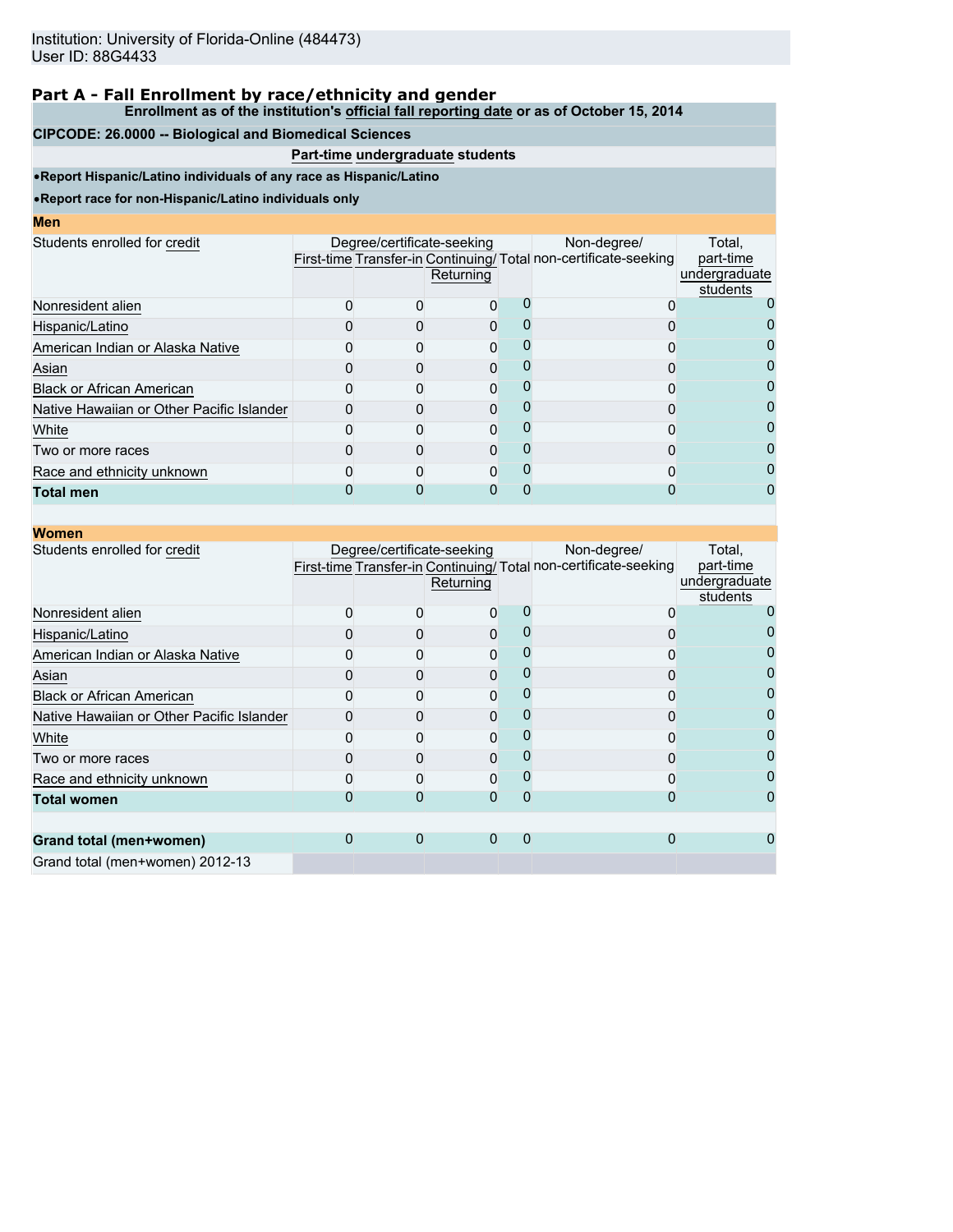Institution: University of Florida-Online (484473)
User ID: 88G4433

## Part A - Fall Enrollment by race/ethnicity and gender

**Enrollment as of the institution's official fall reporting date or as of October 15, 2014**

**CIPCODE: 26.0000 -- Biological and Biomedical Sciences**

**Part-time undergraduate students**

- **Report Hispanic/Latino individuals of any race as Hispanic/Latino**
- **Report race for non-Hispanic/Latino individuals only**

### Men

| Students enrolled for credit | Degree/certificate-seeking | | | | Non-degree/ non-certificate-seeking | Total, part-time undergraduate students |
|---|---|---|---|---|---|---|
| | First-time | Transfer-in | Continuing/ Returning | Total | | |
| Nonresident alien | 0 | 0 | 0 | 0 | 0 | 0 |
| Hispanic/Latino | 0 | 0 | 0 | 0 | 0 | 0 |
| American Indian or Alaska Native | 0 | 0 | 0 | 0 | 0 | 0 |
| Asian | 0 | 0 | 0 | 0 | 0 | 0 |
| Black or African American | 0 | 0 | 0 | 0 | 0 | 0 |
| Native Hawaiian or Other Pacific Islander | 0 | 0 | 0 | 0 | 0 | 0 |
| White | 0 | 0 | 0 | 0 | 0 | 0 |
| Two or more races | 0 | 0 | 0 | 0 | 0 | 0 |
| Race and ethnicity unknown | 0 | 0 | 0 | 0 | 0 | 0 |
| **Total men** | 0 | 0 | 0 | 0 | 0 | 0 |

### Women

| Students enrolled for credit | Degree/certificate-seeking | | | | Non-degree/ non-certificate-seeking | Total, part-time undergraduate students |
|---|---|---|---|---|---|---|
| | First-time | Transfer-in | Continuing/ Returning | Total | | |
| Nonresident alien | 0 | 0 | 0 | 0 | 0 | 0 |
| Hispanic/Latino | 0 | 0 | 0 | 0 | 0 | 0 |
| American Indian or Alaska Native | 0 | 0 | 0 | 0 | 0 | 0 |
| Asian | 0 | 0 | 0 | 0 | 0 | 0 |
| Black or African American | 0 | 0 | 0 | 0 | 0 | 0 |
| Native Hawaiian or Other Pacific Islander | 0 | 0 | 0 | 0 | 0 | 0 |
| White | 0 | 0 | 0 | 0 | 0 | 0 |
| Two or more races | 0 | 0 | 0 | 0 | 0 | 0 |
| Race and ethnicity unknown | 0 | 0 | 0 | 0 | 0 | 0 |
| **Total women** | 0 | 0 | 0 | 0 | 0 | 0 |
| | | | | | | |
| **Grand total (men+women)** | 0 | 0 | 0 | 0 | 0 | 0 |
| Grand total (men+women) 2012-13 | | | | | | |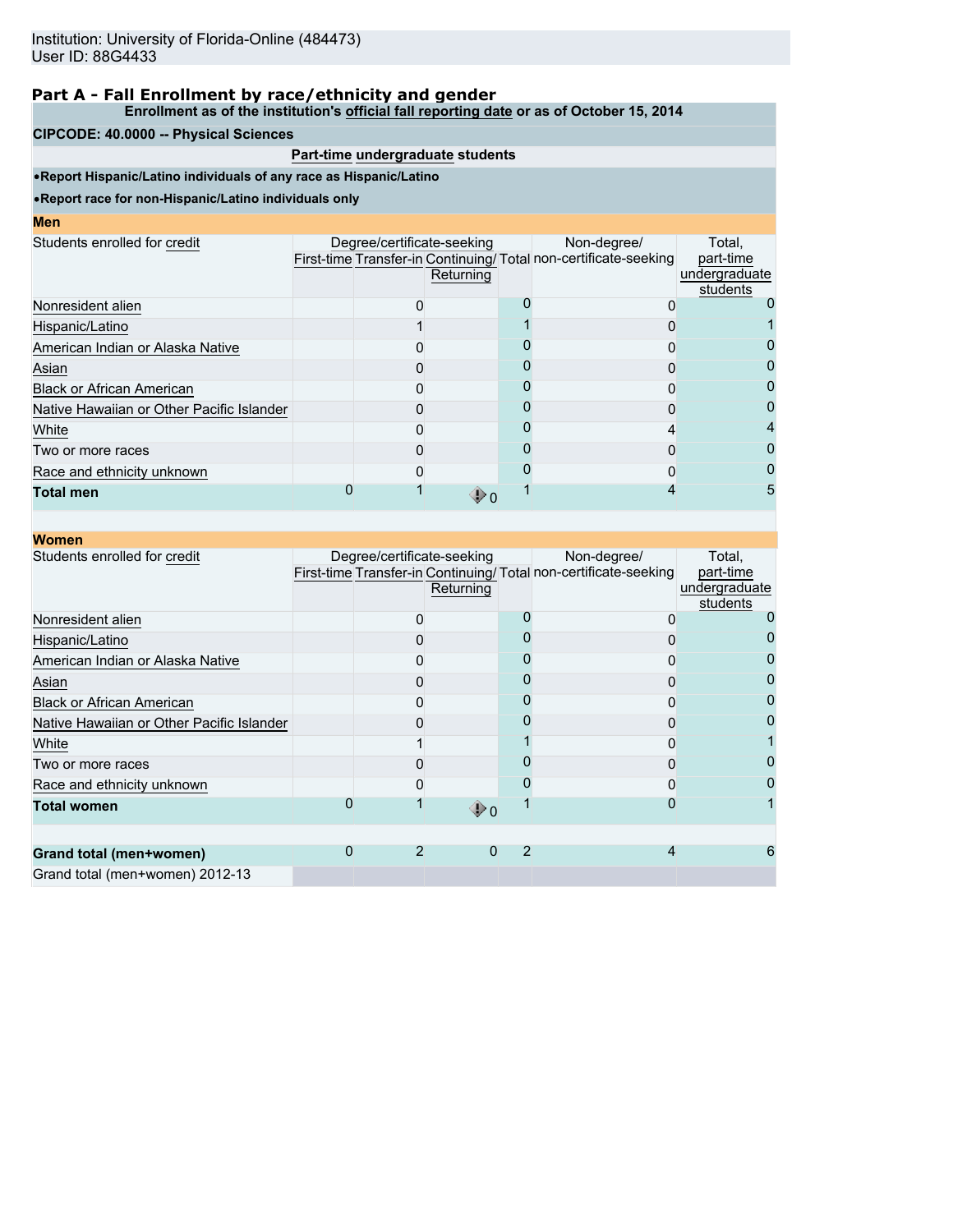Institution: University of Florida-Online (484473)
User ID: 88G4433

## Part A - Fall Enrollment by race/ethnicity and gender

**Enrollment as of the institution's official fall reporting date or as of October 15, 2014**

**CIPCODE: 40.0000 -- Physical Sciences**

**Part-time undergraduate students**

- **Report Hispanic/Latino individuals of any race as Hispanic/Latino**
- **Report race for non-Hispanic/Latino individuals only**

### Men

| Students enrolled for credit | Degree/certificate-seeking | | | | Non-degree/ non-certificate-seeking | Total, part-time undergraduate students |
|---|---|---|---|---|---|---|
| | First-time | Transfer-in | Continuing/ Returning | Total | | |
| Nonresident alien | | 0 | | 0 | 0 | 0 |
| Hispanic/Latino | | 1 | | 1 | 0 | 1 |
| American Indian or Alaska Native | | 0 | | 0 | 0 | 0 |
| Asian | | 0 | | 0 | 0 | 0 |
| Black or African American | | 0 | | 0 | 0 | 0 |
| Native Hawaiian or Other Pacific Islander | | 0 | | 0 | 0 | 0 |
| White | | 0 | | 0 | 4 | 4 |
| Two or more races | | 0 | | 0 | 0 | 0 |
| Race and ethnicity unknown | | 0 | | 0 | 0 | 0 |
| **Total men** | 0 | 1 | 0 | 1 | 4 | 5 |

### Women

| Students enrolled for credit | Degree/certificate-seeking | | | | Non-degree/ non-certificate-seeking | Total, part-time undergraduate students |
|---|---|---|---|---|---|---|
| | First-time | Transfer-in | Continuing/ Returning | Total | | |
| Nonresident alien | | 0 | | 0 | 0 | 0 |
| Hispanic/Latino | | 0 | | 0 | 0 | 0 |
| American Indian or Alaska Native | | 0 | | 0 | 0 | 0 |
| Asian | | 0 | | 0 | 0 | 0 |
| Black or African American | | 0 | | 0 | 0 | 0 |
| Native Hawaiian or Other Pacific Islander | | 0 | | 0 | 0 | 0 |
| White | | 1 | | 1 | 0 | 1 |
| Two or more races | | 0 | | 0 | 0 | 0 |
| Race and ethnicity unknown | | 0 | | 0 | 0 | 0 |
| **Total women** | 0 | 1 | 0 | 1 | 0 | 1 |
| | | | | | | |
| **Grand total (men+women)** | 0 | 2 | 0 | 2 | 4 | 6 |
| Grand total (men+women) 2012-13 | | | | | | |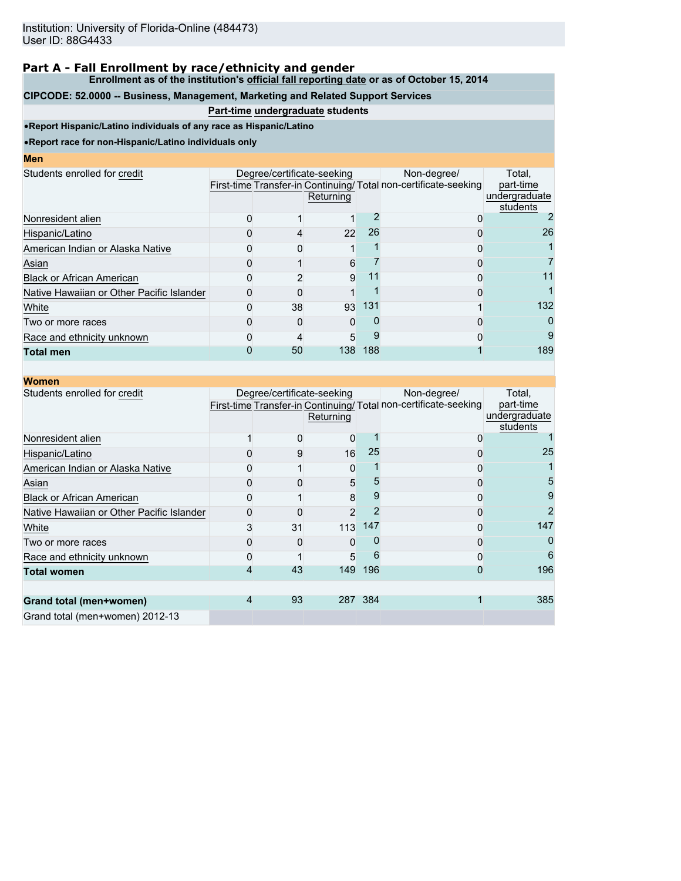Institution: University of Florida-Online (484473)
User ID: 88G4433

## Part A - Fall Enrollment by race/ethnicity and gender

**Enrollment as of the institution's official fall reporting date or as of October 15, 2014**

**CIPCODE: 52.0000 -- Business, Management, Marketing and Related Support Services**

**Part-time undergraduate students**

- **Report Hispanic/Latino individuals of any race as Hispanic/Latino**
- **Report race for non-Hispanic/Latino individuals only**

**Men**

| Students enrolled for credit | Degree/certificate-seeking | | | | Non-degree/ non-certificate-seeking | Total, part-time undergraduate students |
|---|---|---|---|---|---|---|
| | First-time | Transfer-in | Continuing/ Returning | Total | | |
| Nonresident alien | 0 | 1 | 1 | 2 | 0 | 2 |
| Hispanic/Latino | 0 | 4 | 22 | 26 | 0 | 26 |
| American Indian or Alaska Native | 0 | 0 | 1 | 1 | 0 | 1 |
| Asian | 0 | 1 | 6 | 7 | 0 | 7 |
| Black or African American | 0 | 2 | 9 | 11 | 0 | 11 |
| Native Hawaiian or Other Pacific Islander | 0 | 0 | 1 | 1 | 0 | 1 |
| White | 0 | 38 | 93 | 131 | 1 | 132 |
| Two or more races | 0 | 0 | 0 | 0 | 0 | 0 |
| Race and ethnicity unknown | 0 | 4 | 5 | 9 | 0 | 9 |
| **Total men** | 0 | 50 | 138 | 188 | 1 | 189 |

**Women**

| Students enrolled for credit | Degree/certificate-seeking | | | | Non-degree/ non-certificate-seeking | Total, part-time undergraduate students |
|---|---|---|---|---|---|---|
| | First-time | Transfer-in | Continuing/ Returning | Total | | |
| Nonresident alien | 1 | 0 | 0 | 1 | 0 | 1 |
| Hispanic/Latino | 0 | 9 | 16 | 25 | 0 | 25 |
| American Indian or Alaska Native | 0 | 1 | 0 | 1 | 0 | 1 |
| Asian | 0 | 0 | 5 | 5 | 0 | 5 |
| Black or African American | 0 | 1 | 8 | 9 | 0 | 9 |
| Native Hawaiian or Other Pacific Islander | 0 | 0 | 2 | 2 | 0 | 2 |
| White | 3 | 31 | 113 | 147 | 0 | 147 |
| Two or more races | 0 | 0 | 0 | 0 | 0 | 0 |
| Race and ethnicity unknown | 0 | 1 | 5 | 6 | 0 | 6 |
| **Total women** | 4 | 43 | 149 | 196 | 0 | 196 |
| | | | | | | |
| **Grand total (men+women)** | 4 | 93 | 287 | 384 | 1 | 385 |
| Grand total (men+women) 2012-13 | | | | | | |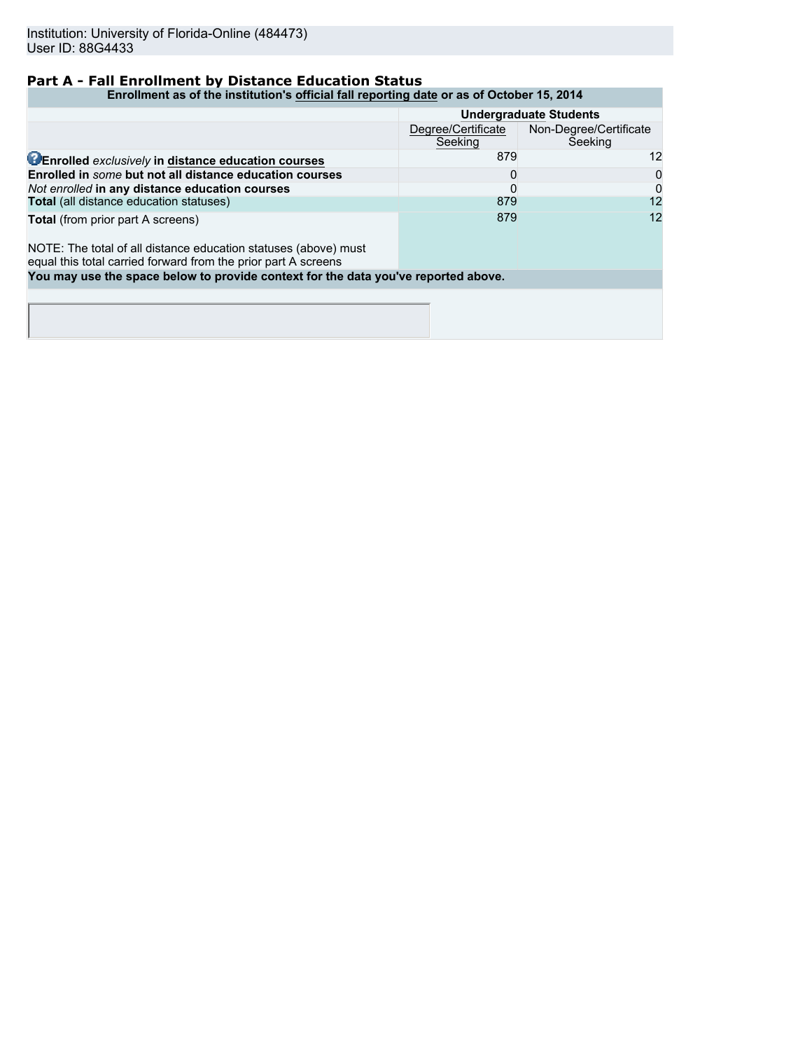Institution: University of Florida-Online (484473)
User ID: 88G4433

## Part A - Fall Enrollment by Distance Education Status

| Enrollment as of the institution's official fall reporting date or as of October 15, 2014 | | |
|---|---|---|
| | **Undergraduate Students** | |
| | Degree/Certificate Seeking | Non-Degree/Certificate Seeking |
| **Enrolled** *exclusively* **in distance education courses** | 879 | 12 |
| **Enrolled in** *some* **but not all distance education courses** | 0 | 0 |
| *Not enrolled* **in any distance education courses** | 0 | 0 |
| **Total** (all distance education statuses) | 879 | 12 |
| **Total** (from prior part A screens)<br><br>NOTE: The total of all distance education statuses (above) must equal this total carried forward from the prior part A screens | 879 | 12 |

**You may use the space below to provide context for the data you've reported above.**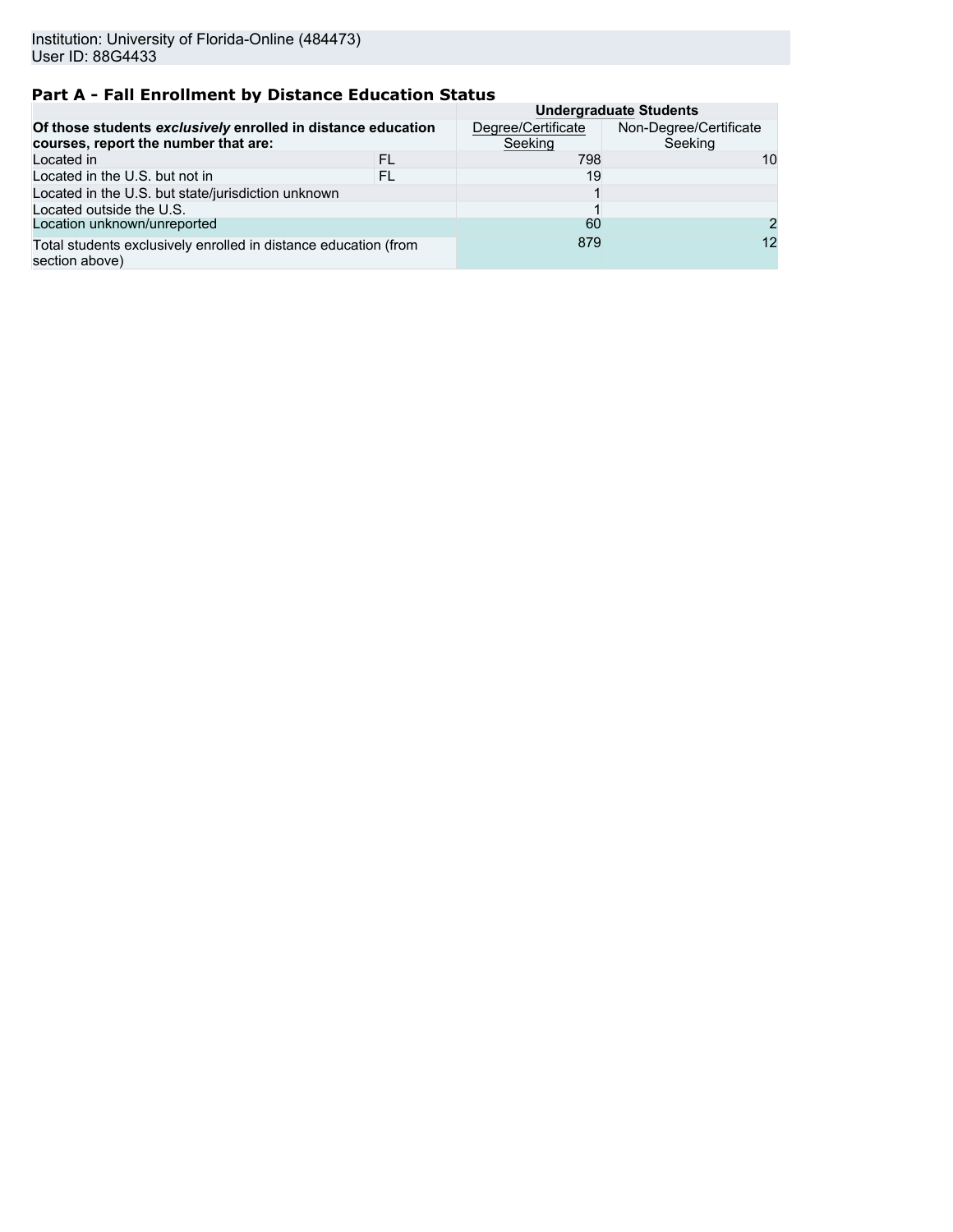Institution: University of Florida-Online (484473)
User ID: 88G4433

## Part A - Fall Enrollment by Distance Education Status

| | | Undergraduate Students | |
|---|---|---|---|
| **Of those students *exclusively* enrolled in distance education courses, report the number that are:** | | Degree/Certificate Seeking | Non-Degree/Certificate Seeking |
| Located in | FL | 798 | 10 |
| Located in the U.S. but not in | FL | 19 | |
| Located in the U.S. but state/jurisdiction unknown | | 1 | |
| Located outside the U.S. | | 1 | |
| Location unknown/unreported | | 60 | 2 |
| Total students exclusively enrolled in distance education (from section above) | | 879 | 12 |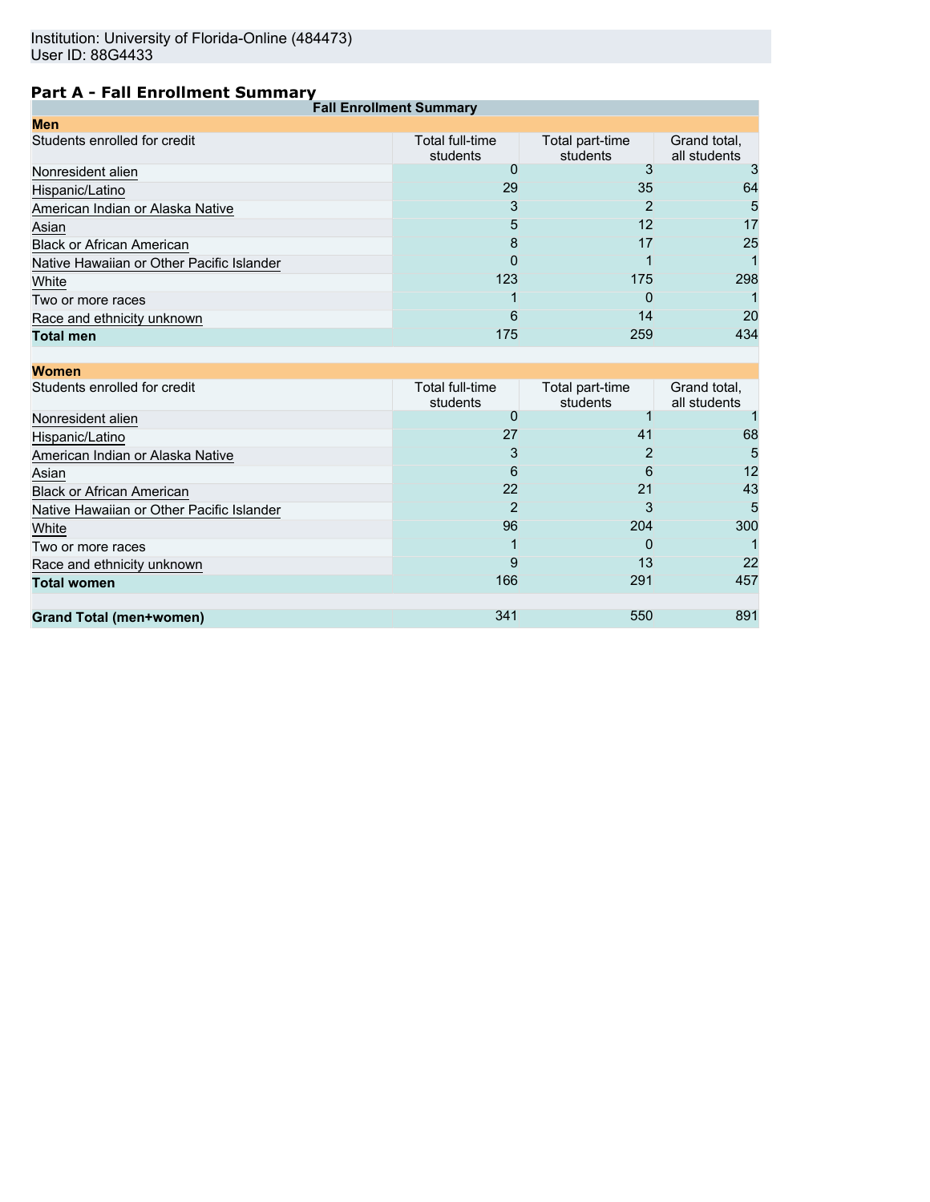Institution: University of Florida-Online (484473)
User ID: 88G4433

## Part A - Fall Enrollment Summary

| Fall Enrollment Summary | | | |
|---|---|---|---|
| **Men** | | | |
| Students enrolled for credit | Total full-time students | Total part-time students | Grand total, all students |
| Nonresident alien | 0 | 3 | 3 |
| Hispanic/Latino | 29 | 35 | 64 |
| American Indian or Alaska Native | 3 | 2 | 5 |
| Asian | 5 | 12 | 17 |
| Black or African American | 8 | 17 | 25 |
| Native Hawaiian or Other Pacific Islander | 0 | 1 | 1 |
| White | 123 | 175 | 298 |
| Two or more races | 1 | 0 | 1 |
| Race and ethnicity unknown | 6 | 14 | 20 |
| **Total men** | 175 | 259 | 434 |
| | | | |
| **Women** | | | |
| Students enrolled for credit | Total full-time students | Total part-time students | Grand total, all students |
| Nonresident alien | 0 | 1 | 1 |
| Hispanic/Latino | 27 | 41 | 68 |
| American Indian or Alaska Native | 3 | 2 | 5 |
| Asian | 6 | 6 | 12 |
| Black or African American | 22 | 21 | 43 |
| Native Hawaiian or Other Pacific Islander | 2 | 3 | 5 |
| White | 96 | 204 | 300 |
| Two or more races | 1 | 0 | 1 |
| Race and ethnicity unknown | 9 | 13 | 22 |
| **Total women** | 166 | 291 | 457 |
| | | | |
| **Grand Total (men+women)** | 341 | 550 | 891 |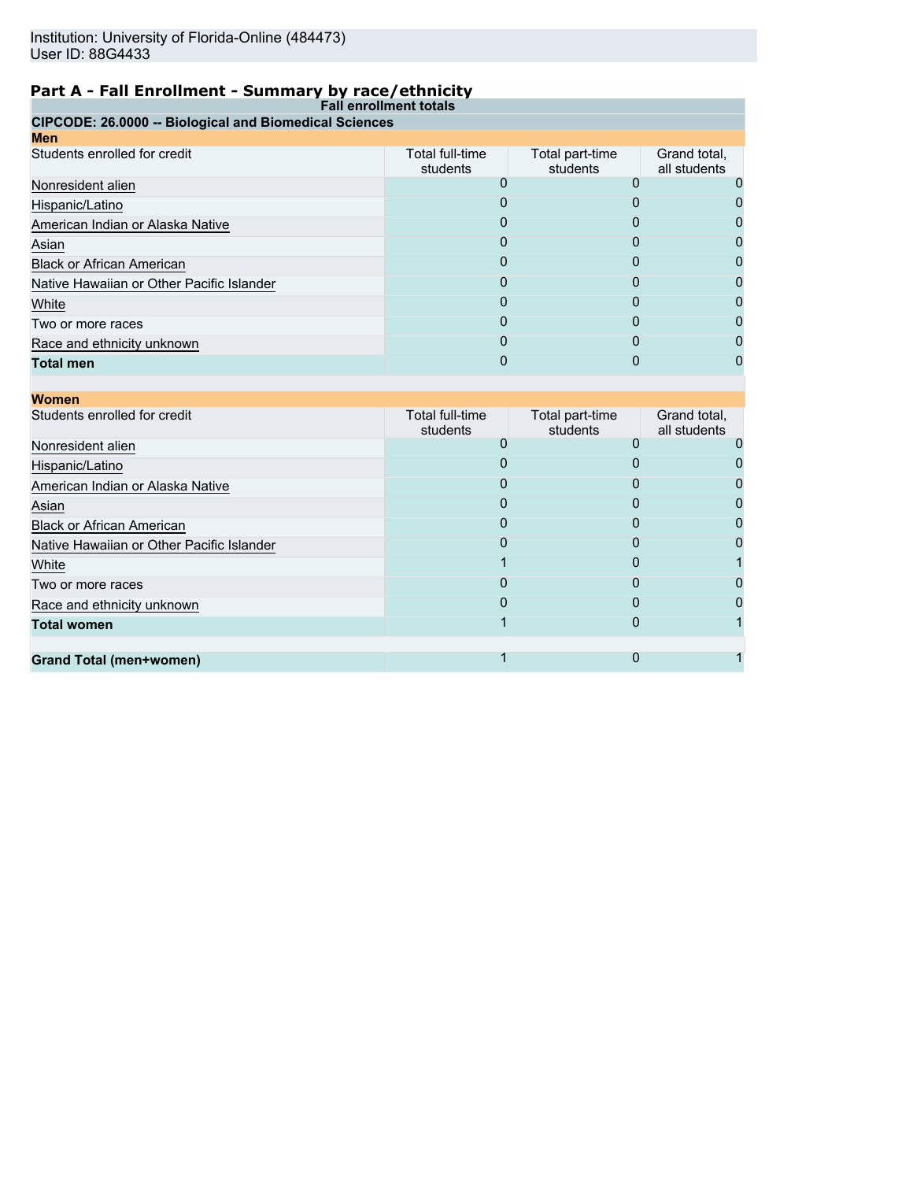Institution: University of Florida-Online (484473)
User ID: 88G4433

## Part A - Fall Enrollment - Summary by race/ethnicity

**Fall enrollment totals**

**CIPCODE: 26.0000 -- Biological and Biomedical Sciences**

**Men**

| Students enrolled for credit | Total full-time students | Total part-time students | Grand total, all students |
|---|---|---|---|
| Nonresident alien | 0 | 0 | 0 |
| Hispanic/Latino | 0 | 0 | 0 |
| American Indian or Alaska Native | 0 | 0 | 0 |
| Asian | 0 | 0 | 0 |
| Black or African American | 0 | 0 | 0 |
| Native Hawaiian or Other Pacific Islander | 0 | 0 | 0 |
| White | 0 | 0 | 0 |
| Two or more races | 0 | 0 | 0 |
| Race and ethnicity unknown | 0 | 0 | 0 |
| **Total men** | 0 | 0 | 0 |

**Women**

| Students enrolled for credit | Total full-time students | Total part-time students | Grand total, all students |
|---|---|---|---|
| Nonresident alien | 0 | 0 | 0 |
| Hispanic/Latino | 0 | 0 | 0 |
| American Indian or Alaska Native | 0 | 0 | 0 |
| Asian | 0 | 0 | 0 |
| Black or African American | 0 | 0 | 0 |
| Native Hawaiian or Other Pacific Islander | 0 | 0 | 0 |
| White | 1 | 0 | 1 |
| Two or more races | 0 | 0 | 0 |
| Race and ethnicity unknown | 0 | 0 | 0 |
| **Total women** | 1 | 0 | 1 |
| | | | |
| **Grand Total (men+women)** | 1 | 0 | 1 |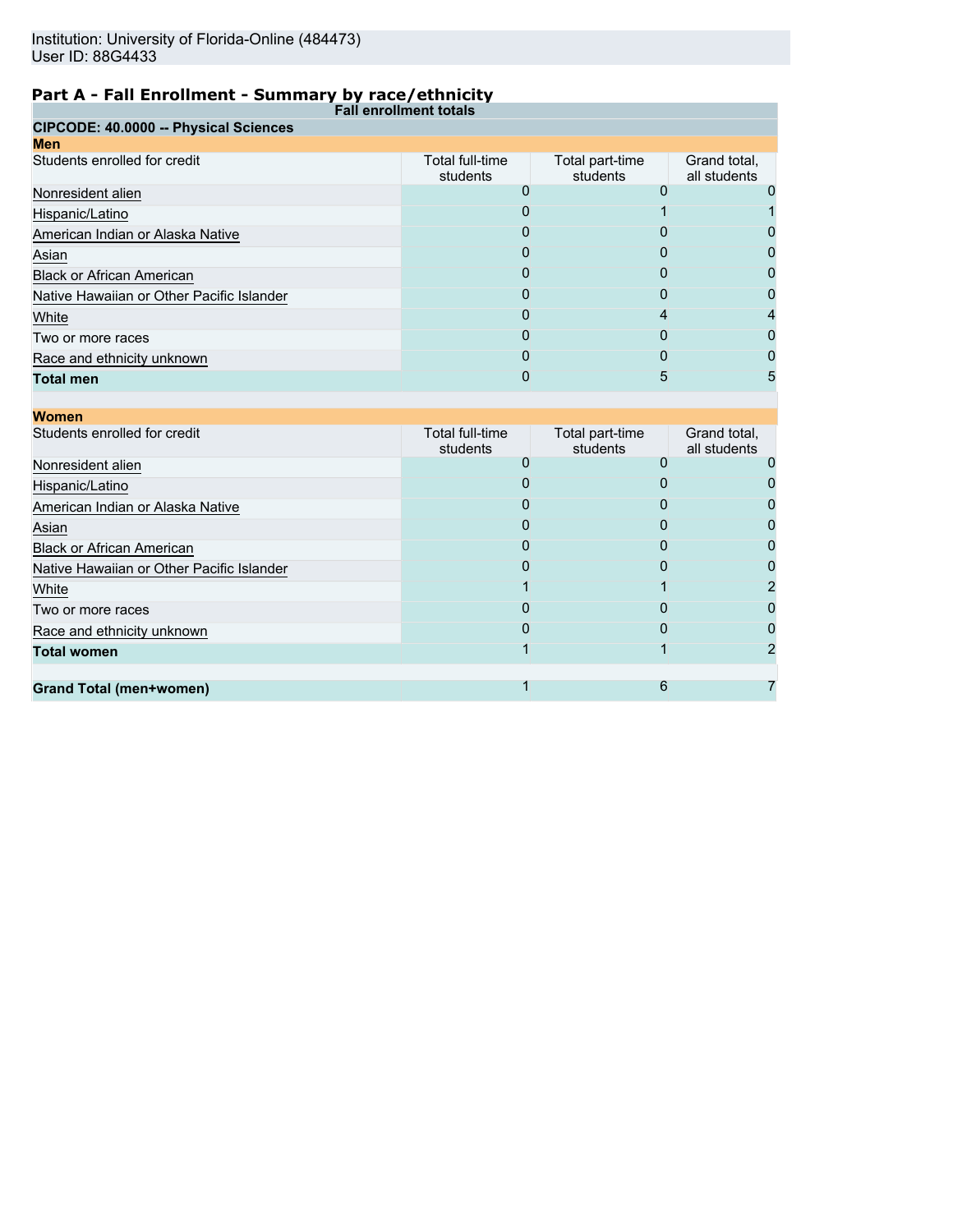Institution: University of Florida-Online (484473)
User ID: 88G4433

## Part A - Fall Enrollment - Summary by race/ethnicity

**Fall enrollment totals**

**CIPCODE: 40.0000 -- Physical Sciences**

**Men**

| Students enrolled for credit | Total full-time students | Total part-time students | Grand total, all students |
|---|---|---|---|
| Nonresident alien | 0 | 0 | 0 |
| Hispanic/Latino | 0 | 1 | 1 |
| American Indian or Alaska Native | 0 | 0 | 0 |
| Asian | 0 | 0 | 0 |
| Black or African American | 0 | 0 | 0 |
| Native Hawaiian or Other Pacific Islander | 0 | 0 | 0 |
| White | 0 | 4 | 4 |
| Two or more races | 0 | 0 | 0 |
| Race and ethnicity unknown | 0 | 0 | 0 |
| **Total men** | 0 | 5 | 5 |

**Women**

| Students enrolled for credit | Total full-time students | Total part-time students | Grand total, all students |
|---|---|---|---|
| Nonresident alien | 0 | 0 | 0 |
| Hispanic/Latino | 0 | 0 | 0 |
| American Indian or Alaska Native | 0 | 0 | 0 |
| Asian | 0 | 0 | 0 |
| Black or African American | 0 | 0 | 0 |
| Native Hawaiian or Other Pacific Islander | 0 | 0 | 0 |
| White | 1 | 1 | 2 |
| Two or more races | 0 | 0 | 0 |
| Race and ethnicity unknown | 0 | 0 | 0 |
| **Total women** | 1 | 1 | 2 |
| | | | |
| **Grand Total (men+women)** | 1 | 6 | 7 |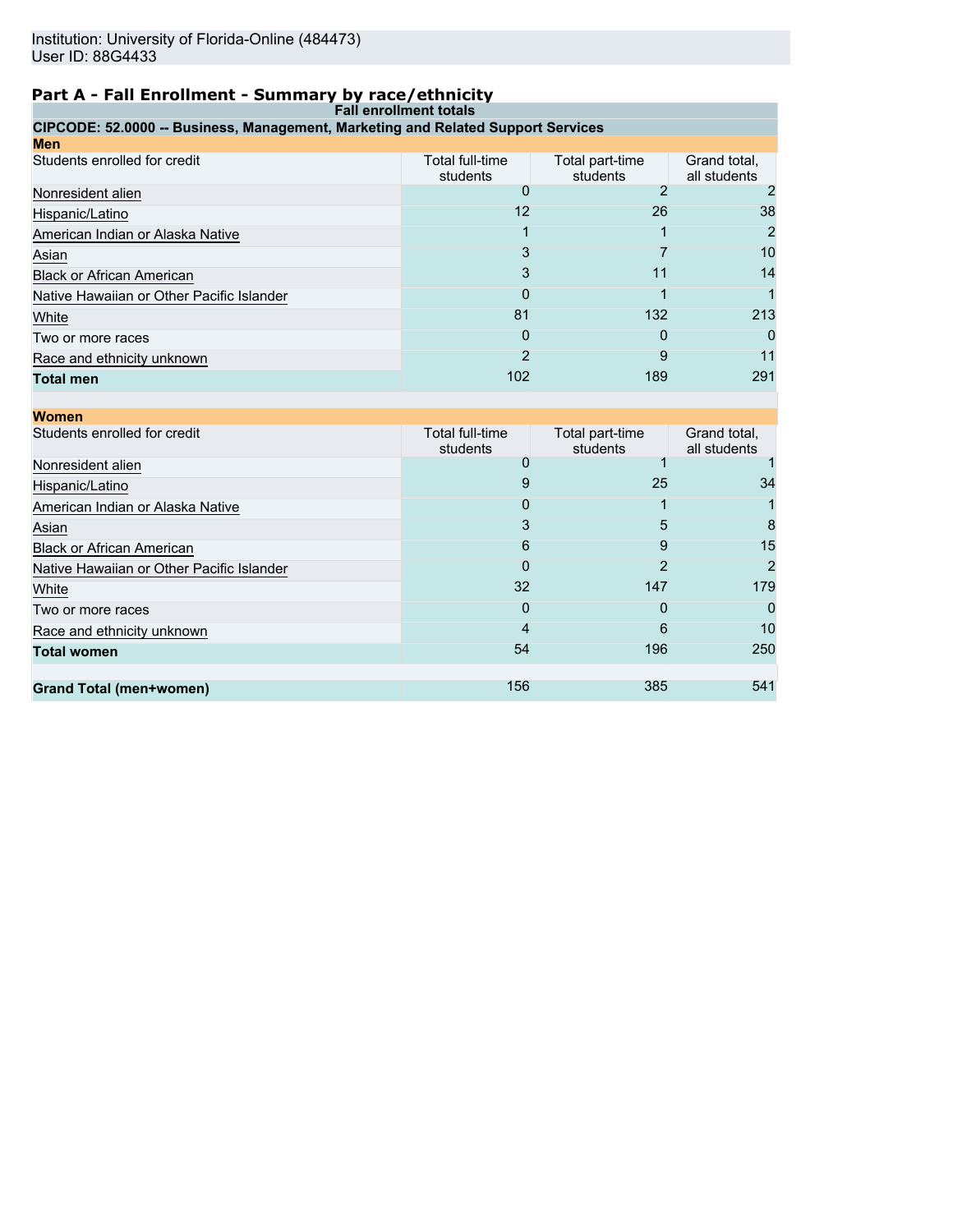Institution: University of Florida-Online (484473)
User ID: 88G4433

## Part A - Fall Enrollment - Summary by race/ethnicity

**Fall enrollment totals**

**CIPCODE: 52.0000 -- Business, Management, Marketing and Related Support Services**

**Men**

| Students enrolled for credit | Total full-time students | Total part-time students | Grand total, all students |
|---|---|---|---|
| Nonresident alien | 0 | 2 | 2 |
| Hispanic/Latino | 12 | 26 | 38 |
| American Indian or Alaska Native | 1 | 1 | 2 |
| Asian | 3 | 7 | 10 |
| Black or African American | 3 | 11 | 14 |
| Native Hawaiian or Other Pacific Islander | 0 | 1 | 1 |
| White | 81 | 132 | 213 |
| Two or more races | 0 | 0 | 0 |
| Race and ethnicity unknown | 2 | 9 | 11 |
| **Total men** | 102 | 189 | 291 |

**Women**

| Students enrolled for credit | Total full-time students | Total part-time students | Grand total, all students |
|---|---|---|---|
| Nonresident alien | 0 | 1 | 1 |
| Hispanic/Latino | 9 | 25 | 34 |
| American Indian or Alaska Native | 0 | 1 | 1 |
| Asian | 3 | 5 | 8 |
| Black or African American | 6 | 9 | 15 |
| Native Hawaiian or Other Pacific Islander | 0 | 2 | 2 |
| White | 32 | 147 | 179 |
| Two or more races | 0 | 0 | 0 |
| Race and ethnicity unknown | 4 | 6 | 10 |
| **Total women** | 54 | 196 | 250 |
| | | | |
| **Grand Total (men+women)** | 156 | 385 | 541 |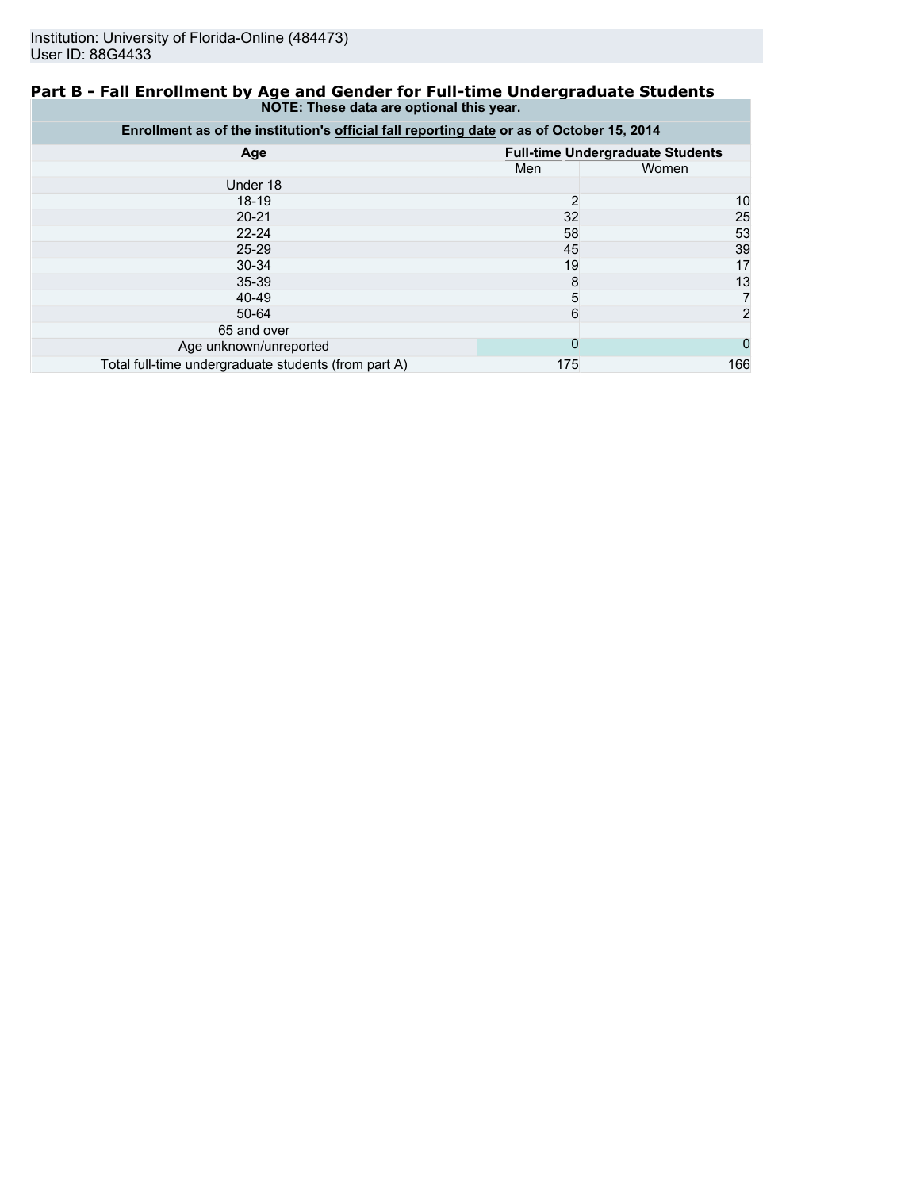Institution: University of Florida-Online (484473)
User ID: 88G4433

## Part B - Fall Enrollment by Age and Gender for Full-time Undergraduate Students

**NOTE: These data are optional this year.**

**Enrollment as of the institution's official fall reporting date or as of October 15, 2014**

| Age | Full-time Undergraduate Students | |
|---|---|---|
| | Men | Women |
| Under 18 | | |
| 18-19 | 2 | 10 |
| 20-21 | 32 | 25 |
| 22-24 | 58 | 53 |
| 25-29 | 45 | 39 |
| 30-34 | 19 | 17 |
| 35-39 | 8 | 13 |
| 40-49 | 5 | 7 |
| 50-64 | 6 | 2 |
| 65 and over | | |
| Age unknown/unreported | 0 | 0 |
| Total full-time undergraduate students (from part A) | 175 | 166 |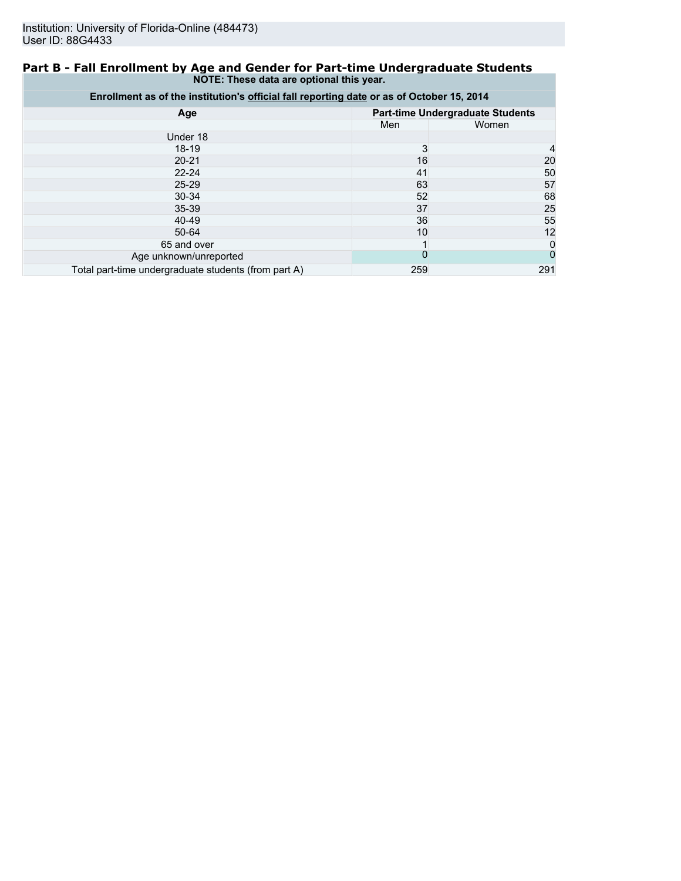Institution: University of Florida-Online (484473)
User ID: 88G4433

## Part B - Fall Enrollment by Age and Gender for Part-time Undergraduate Students

**NOTE: These data are optional this year.**

**Enrollment as of the institution's official fall reporting date or as of October 15, 2014**

| Age | Part-time Undergraduate Students | |
|---|---|---|
| | Men | Women |
| Under 18 | | |
| 18-19 | 3 | 4 |
| 20-21 | 16 | 20 |
| 22-24 | 41 | 50 |
| 25-29 | 63 | 57 |
| 30-34 | 52 | 68 |
| 35-39 | 37 | 25 |
| 40-49 | 36 | 55 |
| 50-64 | 10 | 12 |
| 65 and over | 1 | 0 |
| Age unknown/unreported | 0 | 0 |
| Total part-time undergraduate students (from part A) | 259 | 291 |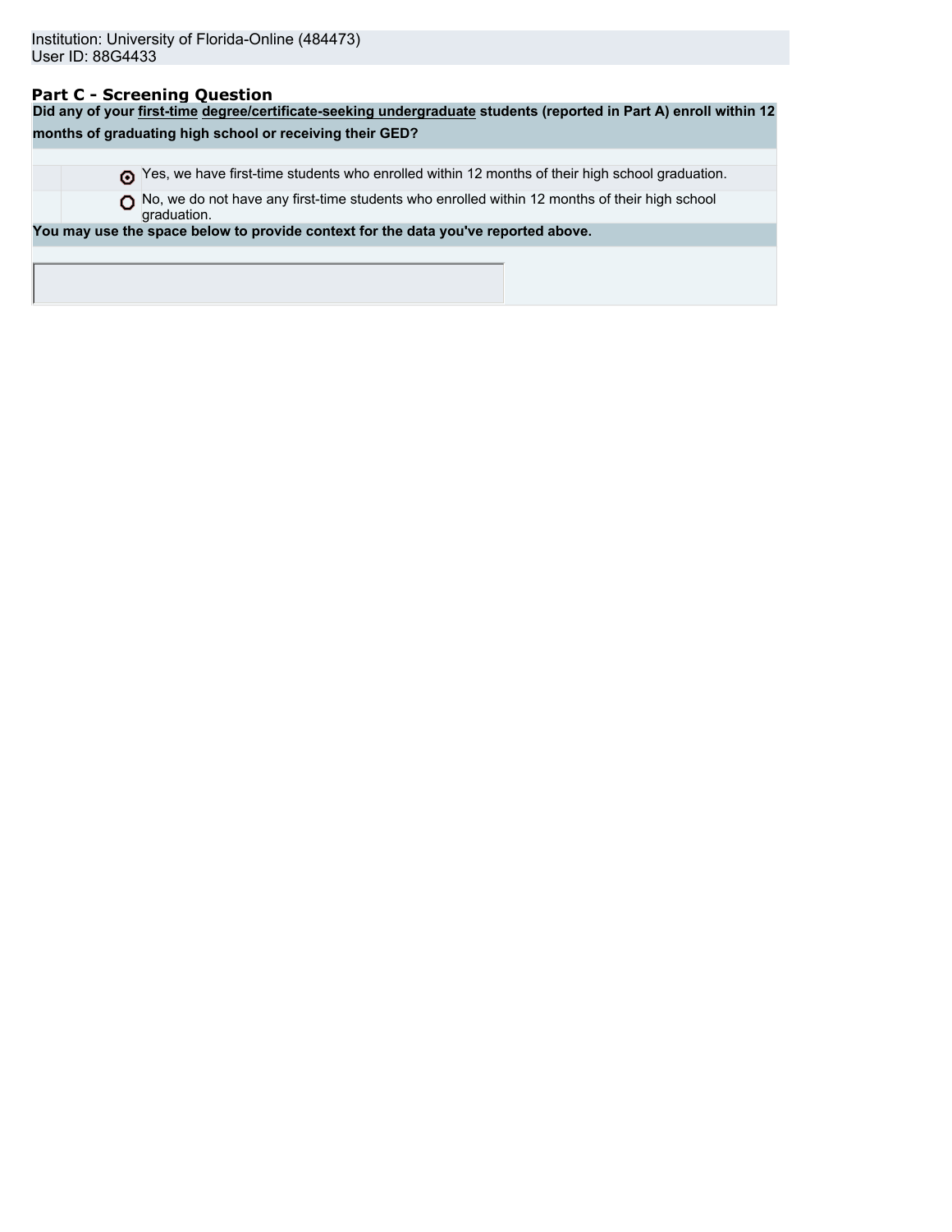Institution: University of Florida-Online (484473)
User ID: 88G4433

## Part C - Screening Question

**Did any of your first-time degree/certificate-seeking undergraduate students (reported in Part A) enroll within 12 months of graduating high school or receiving their GED?**

- (●) Yes, we have first-time students who enrolled within 12 months of their high school graduation.
- ( ) No, we do not have any first-time students who enrolled within 12 months of their high school graduation.

**You may use the space below to provide context for the data you've reported above.**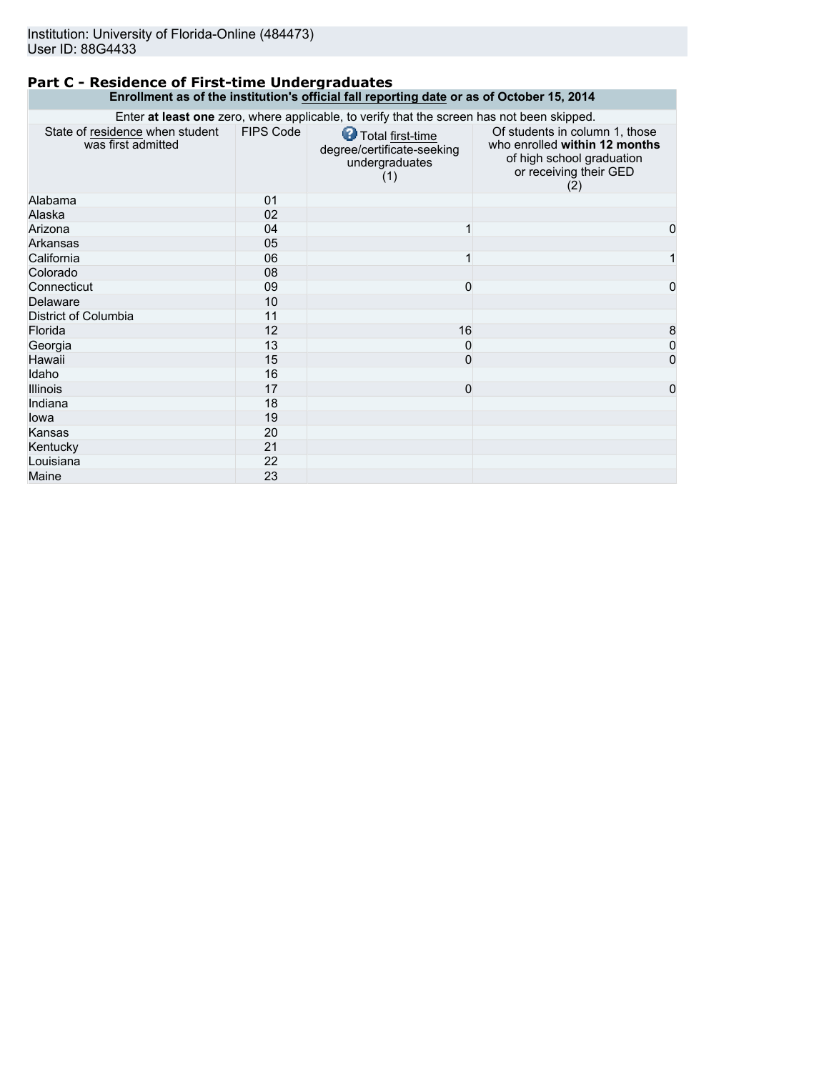Institution: University of Florida-Online (484473)
User ID: 88G4433

## Part C - Residence of First-time Undergraduates

**Enrollment as of the institution's official fall reporting date or as of October 15, 2014**

Enter **at least one** zero, where applicable, to verify that the screen has not been skipped.

| State of residence when student was first admitted | FIPS Code | Total first-time degree/certificate-seeking undergraduates (1) | Of students in column 1, those who enrolled **within 12 months** of high school graduation or receiving their GED (2) |
|---|---|---|---|
| Alabama | 01 | | |
| Alaska | 02 | | |
| Arizona | 04 | 1 | 0 |
| Arkansas | 05 | | |
| California | 06 | 1 | 1 |
| Colorado | 08 | | |
| Connecticut | 09 | 0 | 0 |
| Delaware | 10 | | |
| District of Columbia | 11 | | |
| Florida | 12 | 16 | 8 |
| Georgia | 13 | 0 | 0 |
| Hawaii | 15 | 0 | 0 |
| Idaho | 16 | | |
| Illinois | 17 | 0 | 0 |
| Indiana | 18 | | |
| Iowa | 19 | | |
| Kansas | 20 | | |
| Kentucky | 21 | | |
| Louisiana | 22 | | |
| Maine | 23 | | |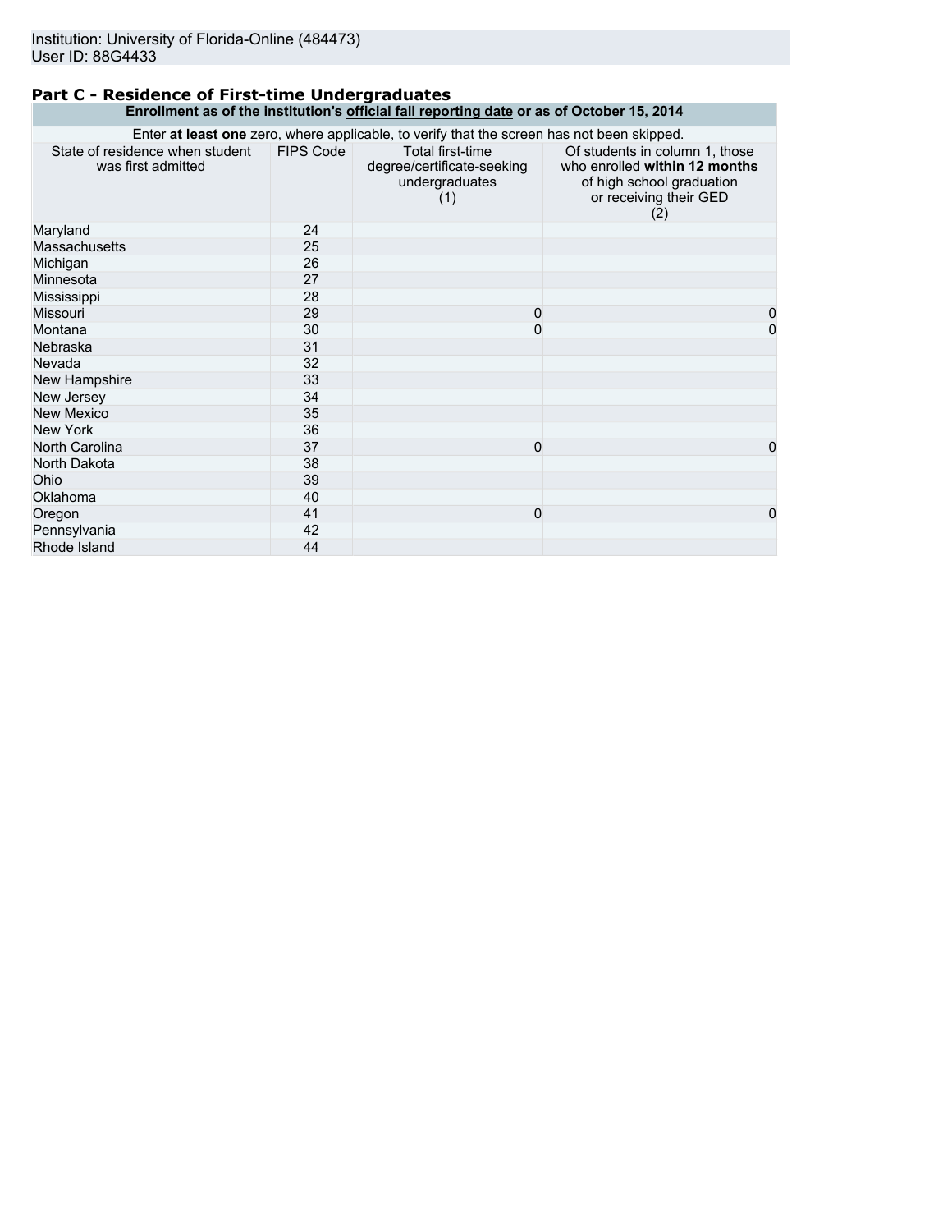Institution: University of Florida-Online (484473)
User ID: 88G4433

## Part C - Residence of First-time Undergraduates

| Enrollment as of the institution's official fall reporting date or as of October 15, 2014 | | | |
|---|---|---|---|
| Enter **at least one** zero, where applicable, to verify that the screen has not been skipped. | | | |
| State of residence when student was first admitted | FIPS Code | Total first-time degree/certificate-seeking undergraduates (1) | Of students in column 1, those who enrolled **within 12 months** of high school graduation or receiving their GED (2) |
| Maryland | 24 | | |
| Massachusetts | 25 | | |
| Michigan | 26 | | |
| Minnesota | 27 | | |
| Mississippi | 28 | | |
| Missouri | 29 | 0 | 0 |
| Montana | 30 | 0 | 0 |
| Nebraska | 31 | | |
| Nevada | 32 | | |
| New Hampshire | 33 | | |
| New Jersey | 34 | | |
| New Mexico | 35 | | |
| New York | 36 | | |
| North Carolina | 37 | 0 | 0 |
| North Dakota | 38 | | |
| Ohio | 39 | | |
| Oklahoma | 40 | | |
| Oregon | 41 | 0 | 0 |
| Pennsylvania | 42 | | |
| Rhode Island | 44 | | |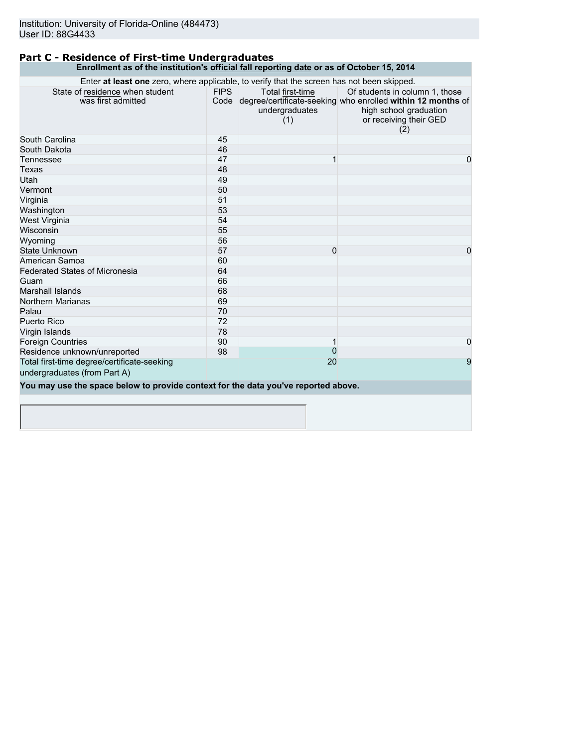Institution: University of Florida-Online (484473)
User ID: 88G4433

## Part C - Residence of First-time Undergraduates

**Enrollment as of the institution's official fall reporting date or as of October 15, 2014**

Enter **at least one** zero, where applicable, to verify that the screen has not been skipped.

| State of residence when student was first admitted | FIPS Code | Total first-time degree/certificate-seeking undergraduates (1) | Of students in column 1, those who enrolled **within 12 months** of high school graduation or receiving their GED (2) |
|---|---|---|---|
| South Carolina | 45 | | |
| South Dakota | 46 | | |
| Tennessee | 47 | 1 | 0 |
| Texas | 48 | | |
| Utah | 49 | | |
| Vermont | 50 | | |
| Virginia | 51 | | |
| Washington | 53 | | |
| West Virginia | 54 | | |
| Wisconsin | 55 | | |
| Wyoming | 56 | | |
| State Unknown | 57 | 0 | 0 |
| American Samoa | 60 | | |
| Federated States of Micronesia | 64 | | |
| Guam | 66 | | |
| Marshall Islands | 68 | | |
| Northern Marianas | 69 | | |
| Palau | 70 | | |
| Puerto Rico | 72 | | |
| Virgin Islands | 78 | | |
| Foreign Countries | 90 | 1 | 0 |
| Residence unknown/unreported | 98 | 0 | |
| Total first-time degree/certificate-seeking undergraduates (from Part A) | | 20 | 9 |

**You may use the space below to provide context for the data you've reported above.**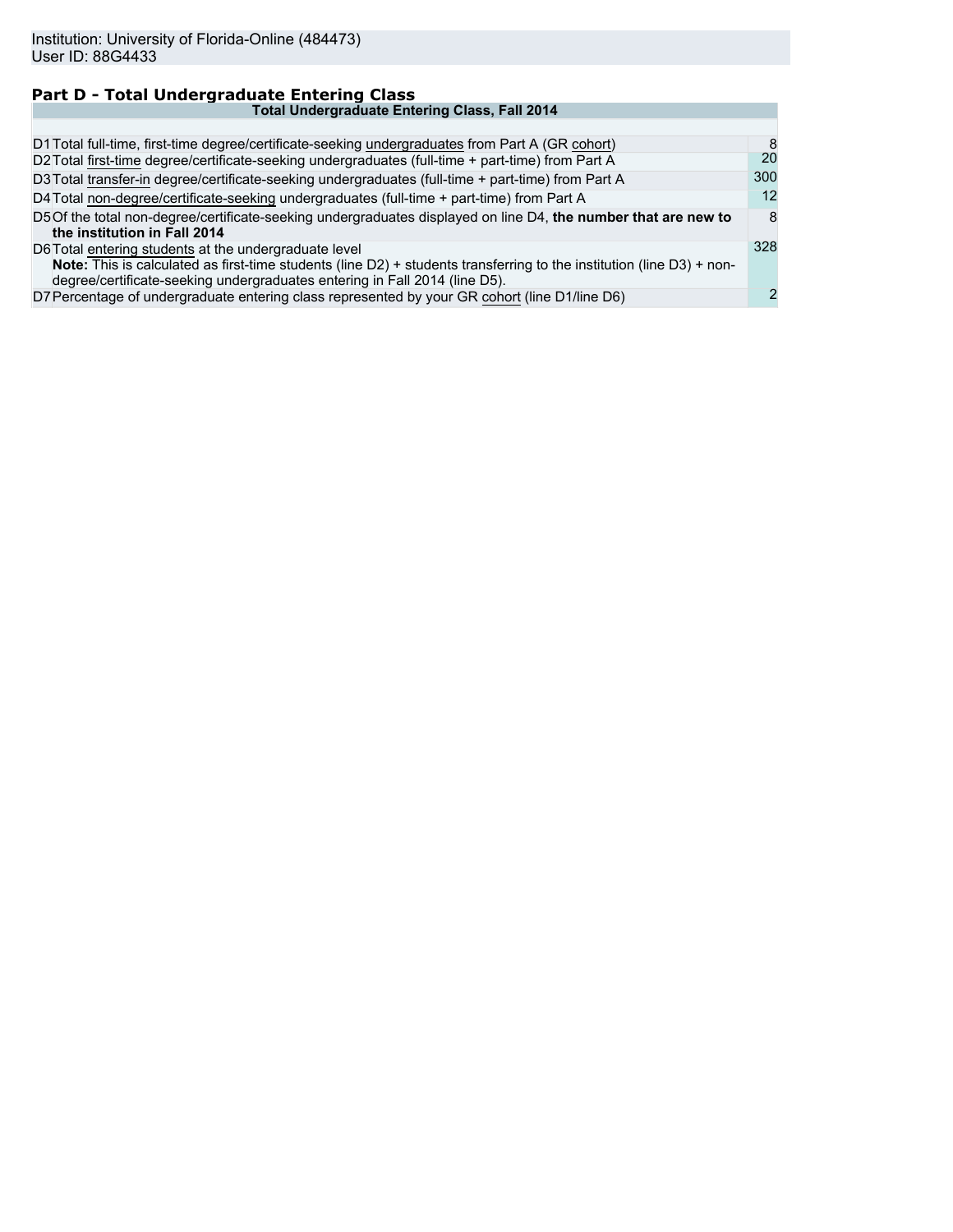Institution: University of Florida-Online (484473)
User ID: 88G4433

## Part D - Total Undergraduate Entering Class

| Total Undergraduate Entering Class, Fall 2014 | | |
|---|---|---|
| D1 | Total full-time, first-time degree/certificate-seeking undergraduates from Part A (GR cohort) | 8 |
| D2 | Total first-time degree/certificate-seeking undergraduates (full-time + part-time) from Part A | 20 |
| D3 | Total transfer-in degree/certificate-seeking undergraduates (full-time + part-time) from Part A | 300 |
| D4 | Total non-degree/certificate-seeking undergraduates (full-time + part-time) from Part A | 12 |
| D5 | Of the total non-degree/certificate-seeking undergraduates displayed on line D4, **the number that are new to the institution in Fall 2014** | 8 |
| D6 | Total entering students at the undergraduate level<br>**Note:** This is calculated as first-time students (line D2) + students transferring to the institution (line D3) + non-degree/certificate-seeking undergraduates entering in Fall 2014 (line D5). | 328 |
| D7 | Percentage of undergraduate entering class represented by your GR cohort (line D1/line D6) | 2 |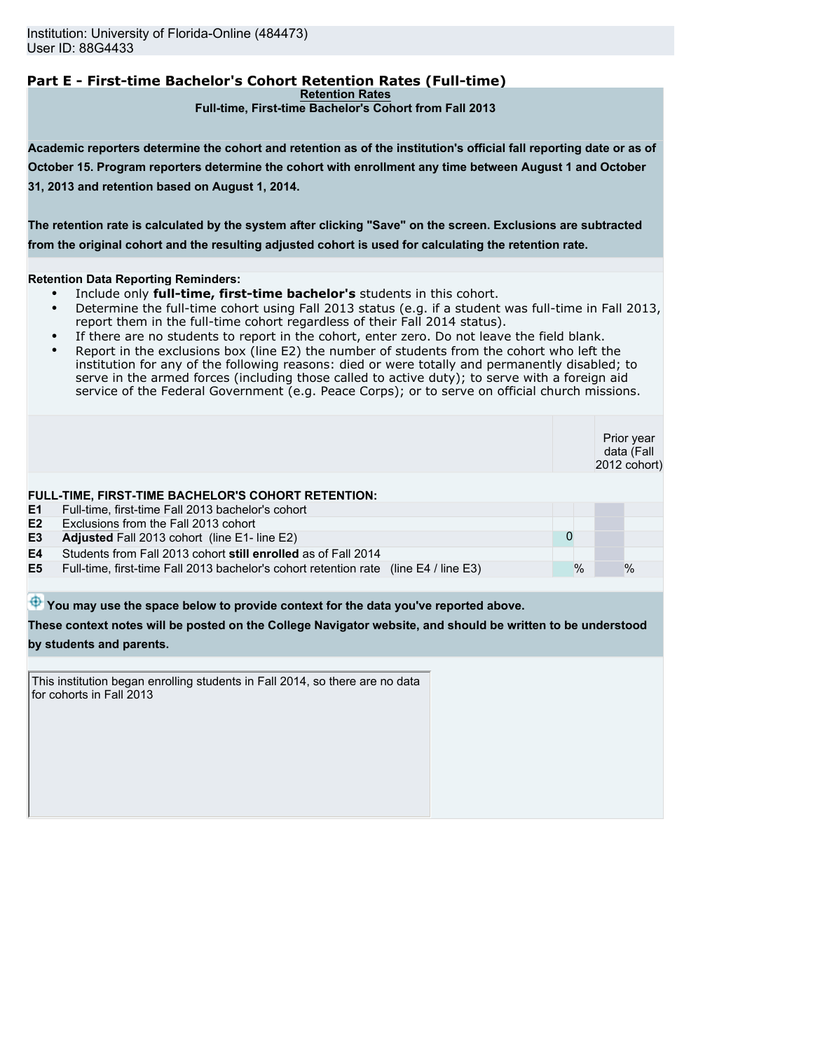Institution: University of Florida-Online (484473)
User ID: 88G4433

## Part E - First-time Bachelor's Cohort Retention Rates (Full-time)

**Retention Rates**

**Full-time, First-time Bachelor's Cohort from Fall 2013**

**Academic reporters determine the cohort and retention as of the institution's official fall reporting date or as of October 15. Program reporters determine the cohort with enrollment any time between August 1 and October 31, 2013 and retention based on August 1, 2014.**

**The retention rate is calculated by the system after clicking "Save" on the screen. Exclusions are subtracted from the original cohort and the resulting adjusted cohort is used for calculating the retention rate.**

**Retention Data Reporting Reminders:**

- Include only **full-time, first-time bachelor's** students in this cohort.
- Determine the full-time cohort using Fall 2013 status (e.g. if a student was full-time in Fall 2013, report them in the full-time cohort regardless of their Fall 2014 status).
- If there are no students to report in the cohort, enter zero. Do not leave the field blank.
- Report in the exclusions box (line E2) the number of students from the cohort who left the institution for any of the following reasons: died or were totally and permanently disabled; to serve in the armed forces (including those called to active duty); to serve with a foreign aid service of the Federal Government (e.g. Peace Corps); or to serve on official church missions.

| | | | Prior year data (Fall 2012 cohort) |
|---|---|---|---|
| **FULL-TIME, FIRST-TIME BACHELOR'S COHORT RETENTION:** | | | |
| E1 | Full-time, first-time Fall 2013 bachelor's cohort | | |
| E2 | Exclusions from the Fall 2013 cohort | | |
| E3 | **Adjusted** Fall 2013 cohort (line E1- line E2) | 0 | |
| E4 | Students from Fall 2013 cohort **still enrolled** as of Fall 2014 | | |
| E5 | Full-time, first-time Fall 2013 bachelor's cohort retention rate (line E4 / line E3) | % | % |

**You may use the space below to provide context for the data you've reported above.**
**These context notes will be posted on the College Navigator website, and should be written to be understood by students and parents.**

This institution began enrolling students in Fall 2014, so there are no data for cohorts in Fall 2013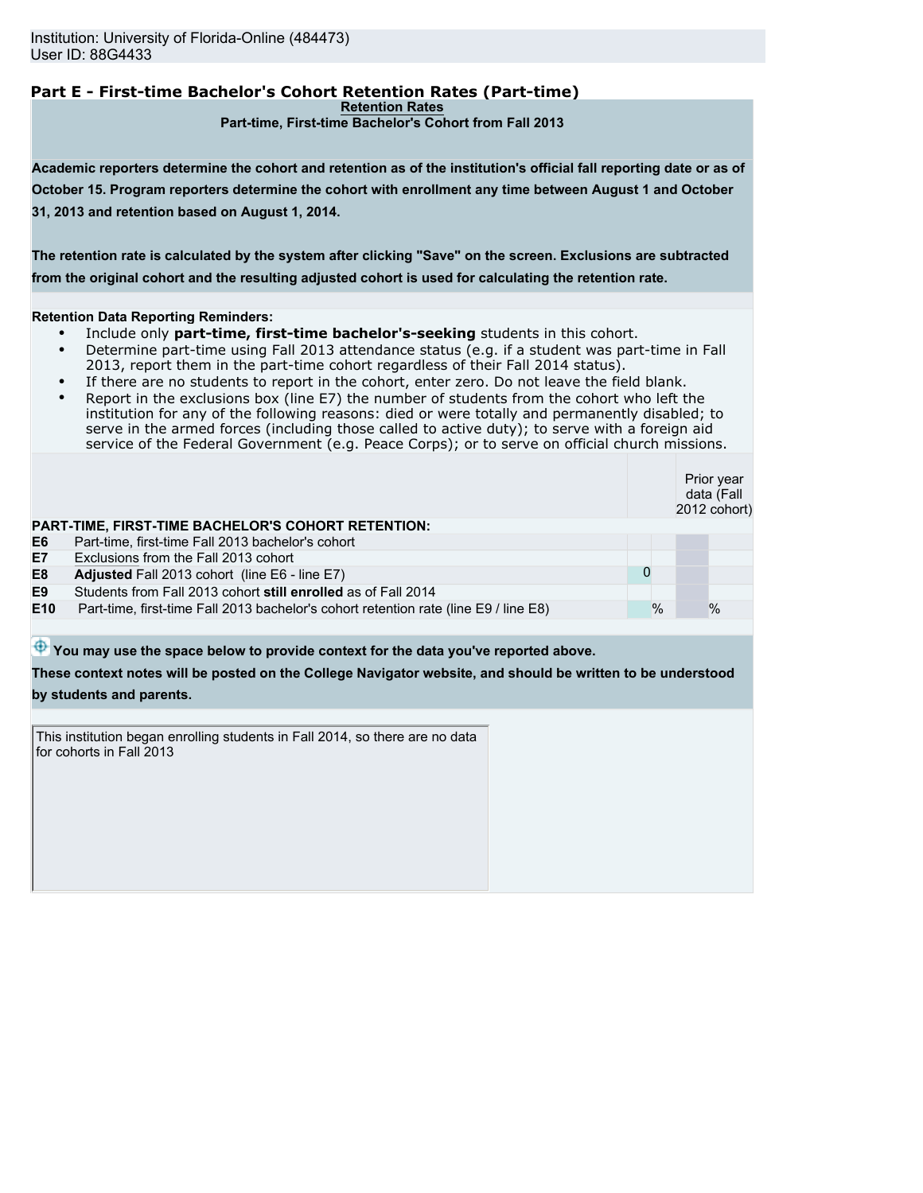Institution: University of Florida-Online (484473)
User ID: 88G4433

## Part E - First-time Bachelor's Cohort Retention Rates (Part-time)

**Retention Rates**

**Part-time, First-time Bachelor's Cohort from Fall 2013**

**Academic reporters determine the cohort and retention as of the institution's official fall reporting date or as of October 15. Program reporters determine the cohort with enrollment any time between August 1 and October 31, 2013 and retention based on August 1, 2014.**

**The retention rate is calculated by the system after clicking "Save" on the screen. Exclusions are subtracted from the original cohort and the resulting adjusted cohort is used for calculating the retention rate.**

**Retention Data Reporting Reminders:**

- Include only **part-time, first-time bachelor's-seeking** students in this cohort.
- Determine part-time using Fall 2013 attendance status (e.g. if a student was part-time in Fall 2013, report them in the part-time cohort regardless of their Fall 2014 status).
- If there are no students to report in the cohort, enter zero. Do not leave the field blank.
- Report in the exclusions box (line E7) the number of students from the cohort who left the institution for any of the following reasons: died or were totally and permanently disabled; to serve in the armed forces (including those called to active duty); to serve with a foreign aid service of the Federal Government (e.g. Peace Corps); or to serve on official church missions.

| | | | Prior year data (Fall 2012 cohort) |
|---|---|---|---|
| **PART-TIME, FIRST-TIME BACHELOR'S COHORT RETENTION:** | | | |
| **E6** | Part-time, first-time Fall 2013 bachelor's cohort | | |
| **E7** | Exclusions from the Fall 2013 cohort | | |
| **E8** | **Adjusted** Fall 2013 cohort (line E6 - line E7) | 0 | |
| **E9** | Students from Fall 2013 cohort **still enrolled** as of Fall 2014 | | |
| **E10** | Part-time, first-time Fall 2013 bachelor's cohort retention rate (line E9 / line E8) | % | % |

**You may use the space below to provide context for the data you've reported above.**
**These context notes will be posted on the College Navigator website, and should be written to be understood by students and parents.**

This institution began enrolling students in Fall 2014, so there are no data for cohorts in Fall 2013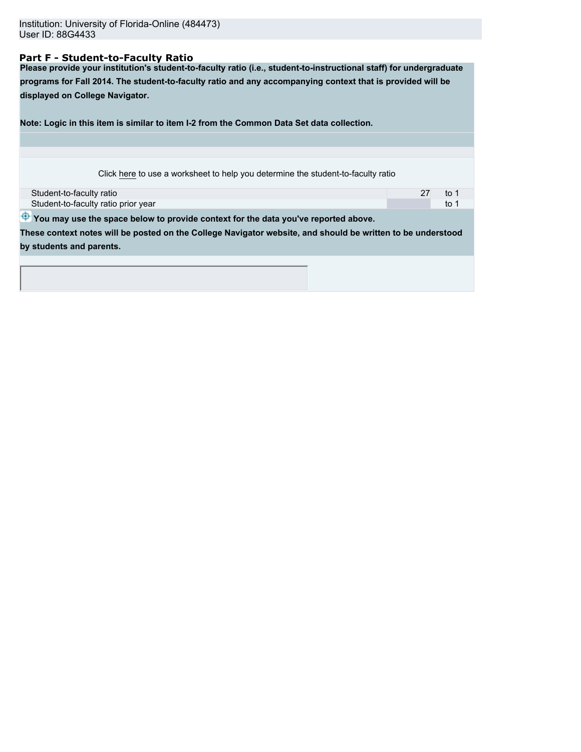Institution: University of Florida-Online (484473)
User ID: 88G4433

## Part F - Student-to-Faculty Ratio

**Please provide your institution's student-to-faculty ratio (i.e., student-to-instructional staff) for undergraduate programs for Fall 2014. The student-to-faculty ratio and any accompanying context that is provided will be displayed on College Navigator.**

**Note: Logic in this item is similar to item I-2 from the Common Data Set data collection.**

Click here to use a worksheet to help you determine the student-to-faculty ratio

| | | |
|---|---|---|
| Student-to-faculty ratio | 27 | to 1 |
| Student-to-faculty ratio prior year | | to 1 |

**You may use the space below to provide context for the data you've reported above.**
**These context notes will be posted on the College Navigator website, and should be written to be understood by students and parents.**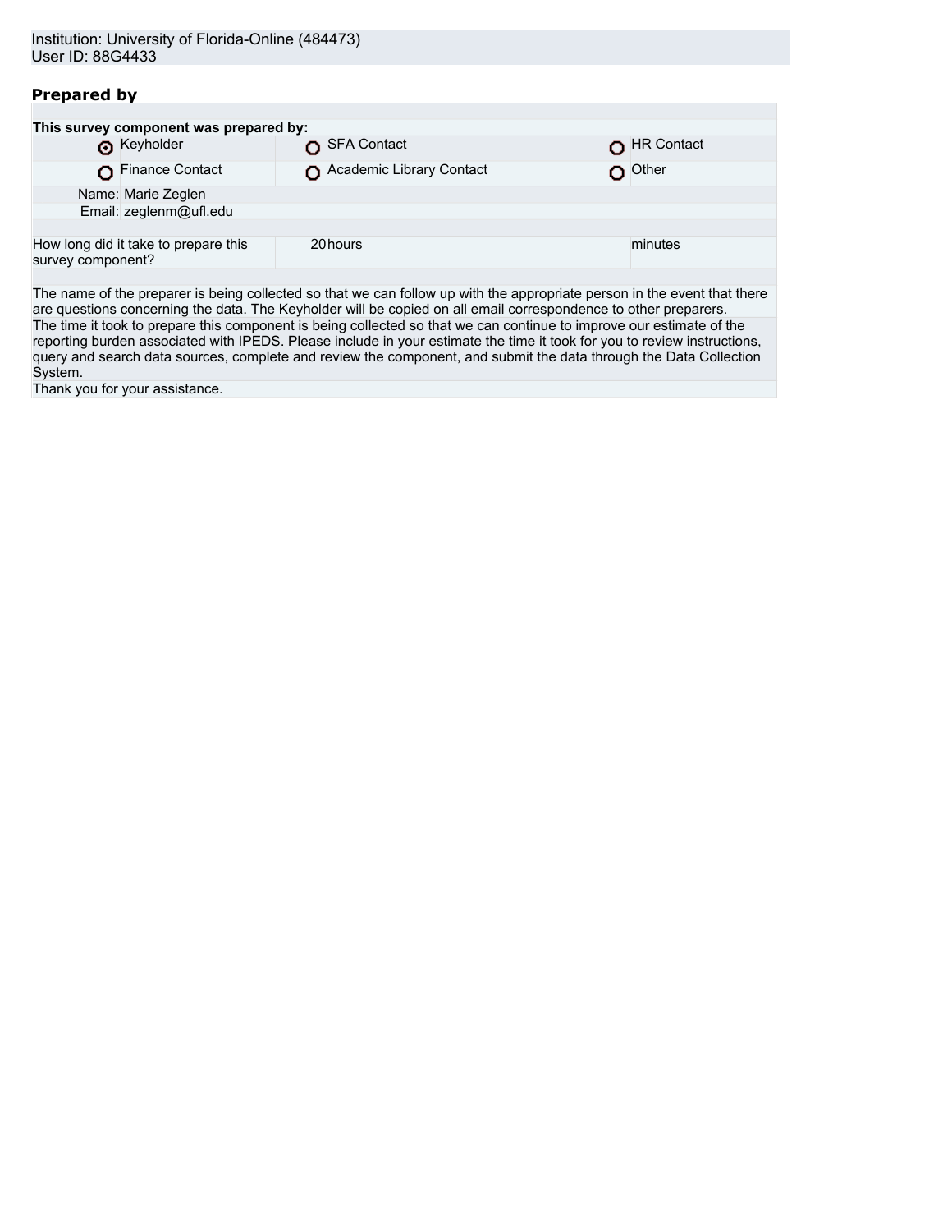Institution: University of Florida-Online (484473)
User ID: 88G4433

## Prepared by

**This survey component was prepared by:**

| | | |
|---|---|---|
| ◉ Keyholder | ○ SFA Contact | ○ HR Contact |
| ○ Finance Contact | ○ Academic Library Contact | ○ Other |

Name: Marie Zeglen
Email: zeglenm@ufl.edu

| How long did it take to prepare this survey component? | 20 | hours | | minutes |
|---|---|---|---|---|

The name of the preparer is being collected so that we can follow up with the appropriate person in the event that there are questions concerning the data. The Keyholder will be copied on all email correspondence to other preparers.
The time it took to prepare this component is being collected so that we can continue to improve our estimate of the reporting burden associated with IPEDS. Please include in your estimate the time it took for you to review instructions, query and search data sources, complete and review the component, and submit the data through the Data Collection System.
Thank you for your assistance.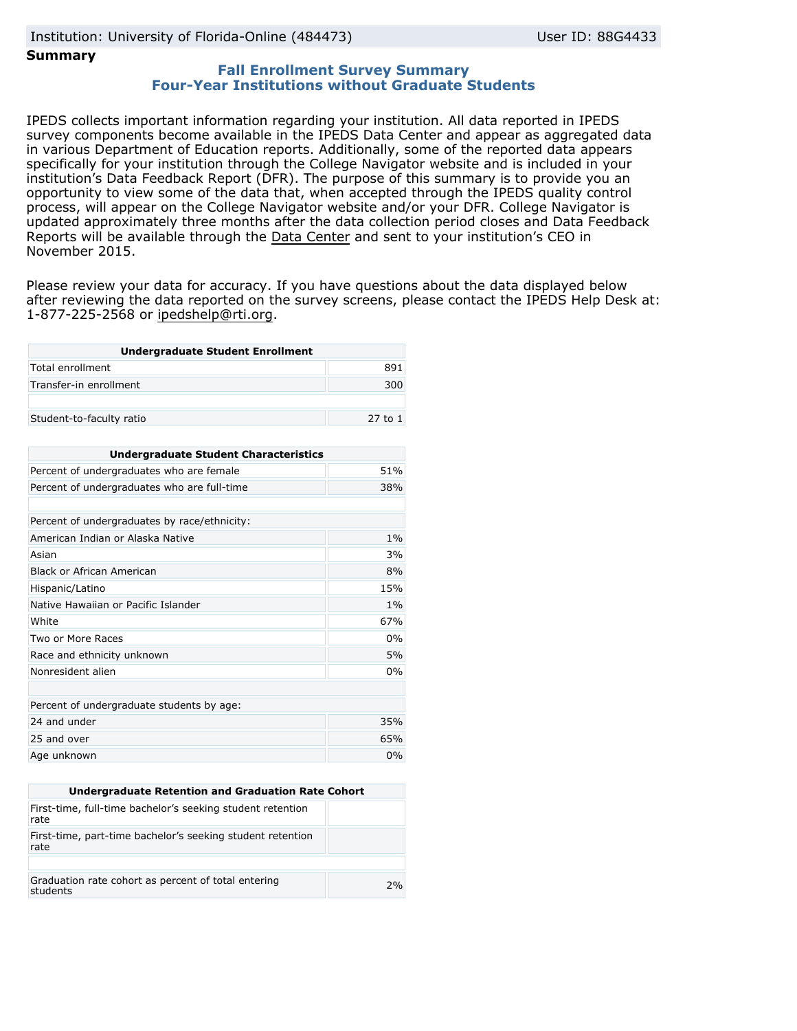Institution: University of Florida-Online (484473) User ID: 88G4433

**Summary**

## Fall Enrollment Survey Summary
## Four-Year Institutions without Graduate Students

IPEDS collects important information regarding your institution. All data reported in IPEDS survey components become available in the IPEDS Data Center and appear as aggregated data in various Department of Education reports. Additionally, some of the reported data appears specifically for your institution through the College Navigator website and is included in your institution's Data Feedback Report (DFR). The purpose of this summary is to provide you an opportunity to view some of the data that, when accepted through the IPEDS quality control process, will appear on the College Navigator website and/or your DFR. College Navigator is updated approximately three months after the data collection period closes and Data Feedback Reports will be available through the Data Center and sent to your institution's CEO in November 2015.

Please review your data for accuracy. If you have questions about the data displayed below after reviewing the data reported on the survey screens, please contact the IPEDS Help Desk at: 1-877-225-2568 or ipedshelp@rti.org.

| Undergraduate Student Enrollment | |
|---|---|
| Total enrollment | 891 |
| Transfer-in enrollment | 300 |
| | |
| Student-to-faculty ratio | 27 to 1 |

| Undergraduate Student Characteristics | |
|---|---|
| Percent of undergraduates who are female | 51% |
| Percent of undergraduates who are full-time | 38% |
| | |
| Percent of undergraduates by race/ethnicity: | |
| American Indian or Alaska Native | 1% |
| Asian | 3% |
| Black or African American | 8% |
| Hispanic/Latino | 15% |
| Native Hawaiian or Pacific Islander | 1% |
| White | 67% |
| Two or More Races | 0% |
| Race and ethnicity unknown | 5% |
| Nonresident alien | 0% |
| | |
| Percent of undergraduate students by age: | |
| 24 and under | 35% |
| 25 and over | 65% |
| Age unknown | 0% |

| Undergraduate Retention and Graduation Rate Cohort | |
|---|---|
| First-time, full-time bachelor's seeking student retention rate | |
| First-time, part-time bachelor's seeking student retention rate | |
| | |
| Graduation rate cohort as percent of total entering students | 2% |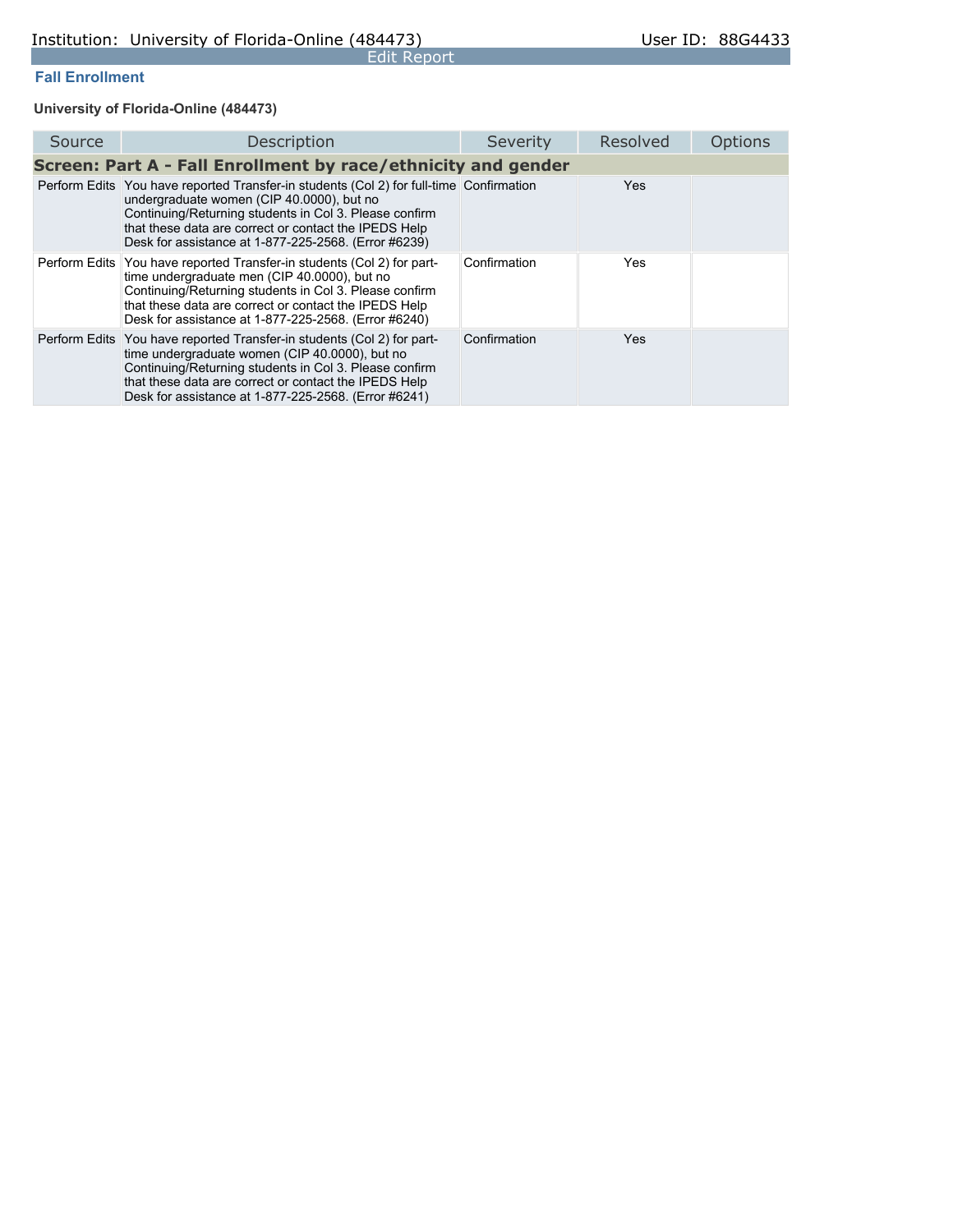Institution: University of Florida-Online (484473) User ID: 88G4433

Edit Report

**Fall Enrollment**

**University of Florida-Online (484473)**

| Source | Description | Severity | Resolved | Options |
|---|---|---|---|---|
| **Screen: Part A - Fall Enrollment by race/ethnicity and gender** | | | | |
| Perform Edits | You have reported Transfer-in students (Col 2) for full-time undergraduate women (CIP 40.0000), but no Continuing/Returning students in Col 3. Please confirm that these data are correct or contact the IPEDS Help Desk for assistance at 1-877-225-2568. (Error #6239) | Confirmation | Yes | |
| Perform Edits | You have reported Transfer-in students (Col 2) for part-time undergraduate men (CIP 40.0000), but no Continuing/Returning students in Col 3. Please confirm that these data are correct or contact the IPEDS Help Desk for assistance at 1-877-225-2568. (Error #6240) | Confirmation | Yes | |
| Perform Edits | You have reported Transfer-in students (Col 2) for part-time undergraduate women (CIP 40.0000), but no Continuing/Returning students in Col 3. Please confirm that these data are correct or contact the IPEDS Help Desk for assistance at 1-877-225-2568. (Error #6241) | Confirmation | Yes | |